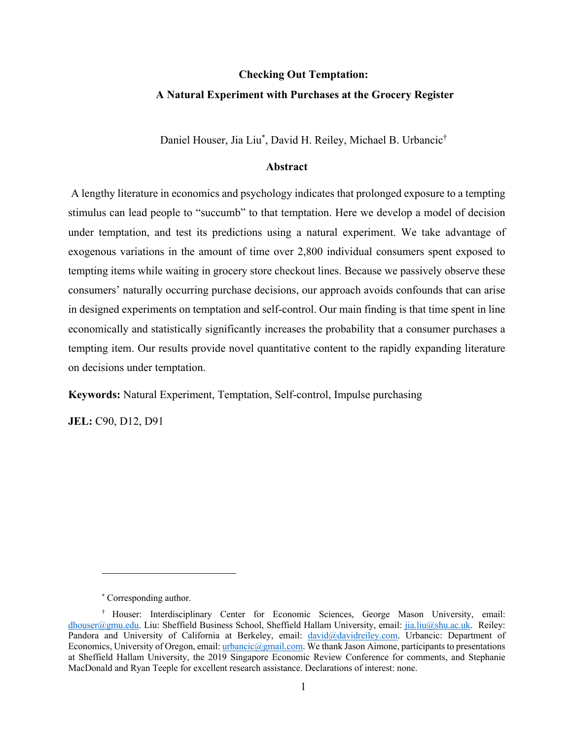# Checking Out Temptation:

# A Natural Experiment with Purchases at the Grocery Register

Daniel Houser, Jia Liu[*], David H. Reiley, Michael B. Urbancic[†]

## Abstract

A lengthy literature in economics and psychology indicates that prolonged exposure to a tempting stimulus can lead people to "succumb" to that temptation. Here we develop a model of decision under temptation, and test its predictions using a natural experiment. We take advantage of exogenous variations in the amount of time over 2,800 individual consumers spent exposed to tempting items while waiting in grocery store checkout lines. Because we passively observe these consumers' naturally occurring purchase decisions, our approach avoids confounds that can arise in designed experiments on temptation and self-control. Our main finding is that time spent in line economically and statistically significantly increases the probability that a consumer purchases a tempting item. Our results provide novel quantitative content to the rapidly expanding literature on decisions under temptation.

**Keywords:** Natural Experiment, Temptation, Self-control, Impulse purchasing

**JEL:** C90, D12, D91

---

[*] Corresponding author.

[†] Houser: Interdisciplinary Center for Economic Sciences, George Mason University, email: dhouser@gmu.edu. Liu: Sheffield Business School, Sheffield Hallam University, email: jia.liu@shu.ac.uk. Reiley: Pandora and University of California at Berkeley, email: david@davidreiley.com. Urbancic: Department of Economics, University of Oregon, email: urbancic@gmail.com. We thank Jason Aimone, participants to presentations at Sheffield Hallam University, the 2019 Singapore Economic Review Conference for comments, and Stephanie MacDonald and Ryan Teeple for excellent research assistance. Declarations of interest: none.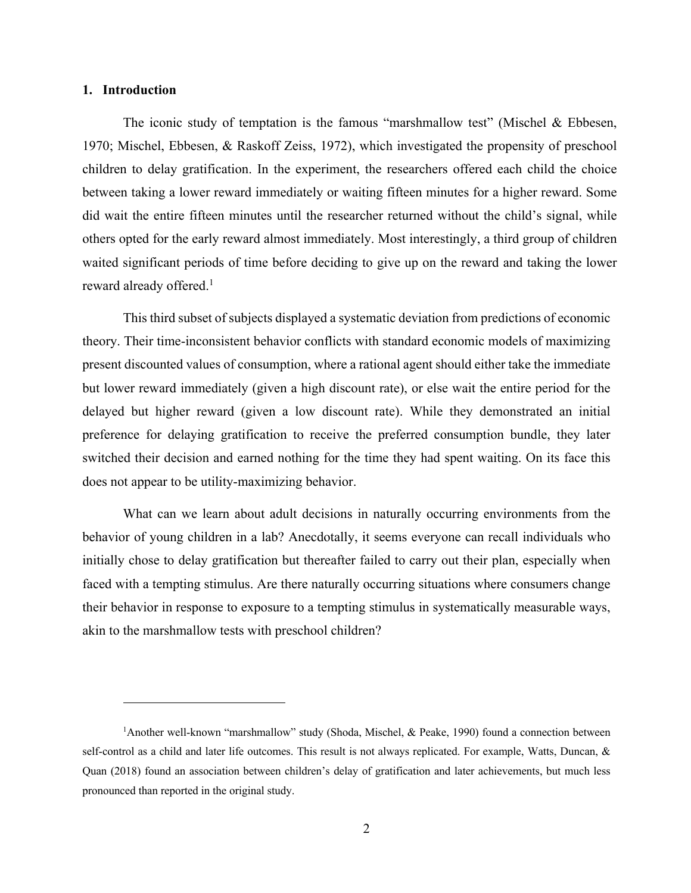## 1. Introduction

The iconic study of temptation is the famous "marshmallow test" (Mischel & Ebbesen, 1970; Mischel, Ebbesen, & Raskoff Zeiss, 1972), which investigated the propensity of preschool children to delay gratification. In the experiment, the researchers offered each child the choice between taking a lower reward immediately or waiting fifteen minutes for a higher reward. Some did wait the entire fifteen minutes until the researcher returned without the child's signal, while others opted for the early reward almost immediately. Most interestingly, a third group of children waited significant periods of time before deciding to give up on the reward and taking the lower reward already offered.[1]

This third subset of subjects displayed a systematic deviation from predictions of economic theory. Their time-inconsistent behavior conflicts with standard economic models of maximizing present discounted values of consumption, where a rational agent should either take the immediate but lower reward immediately (given a high discount rate), or else wait the entire period for the delayed but higher reward (given a low discount rate). While they demonstrated an initial preference for delaying gratification to receive the preferred consumption bundle, they later switched their decision and earned nothing for the time they had spent waiting. On its face this does not appear to be utility-maximizing behavior.

What can we learn about adult decisions in naturally occurring environments from the behavior of young children in a lab? Anecdotally, it seems everyone can recall individuals who initially chose to delay gratification but thereafter failed to carry out their plan, especially when faced with a tempting stimulus. Are there naturally occurring situations where consumers change their behavior in response to exposure to a tempting stimulus in systematically measurable ways, akin to the marshmallow tests with preschool children?

---

[1] Another well-known "marshmallow" study (Shoda, Mischel, & Peake, 1990) found a connection between self-control as a child and later life outcomes. This result is not always replicated. For example, Watts, Duncan, & Quan (2018) found an association between children's delay of gratification and later achievements, but much less pronounced than reported in the original study.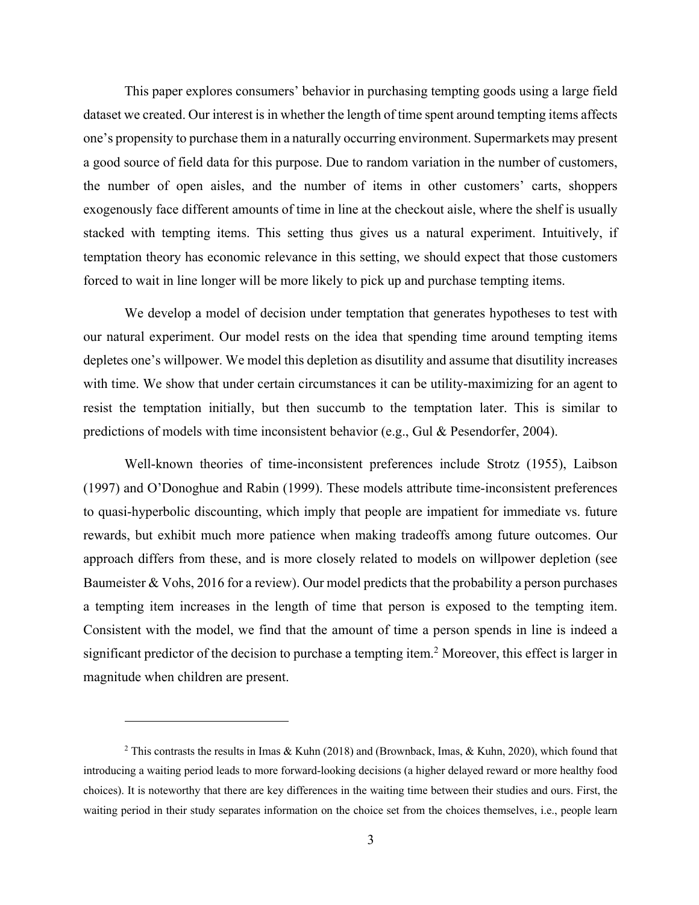This paper explores consumers' behavior in purchasing tempting goods using a large field dataset we created. Our interest is in whether the length of time spent around tempting items affects one's propensity to purchase them in a naturally occurring environment. Supermarkets may present a good source of field data for this purpose. Due to random variation in the number of customers, the number of open aisles, and the number of items in other customers' carts, shoppers exogenously face different amounts of time in line at the checkout aisle, where the shelf is usually stacked with tempting items. This setting thus gives us a natural experiment. Intuitively, if temptation theory has economic relevance in this setting, we should expect that those customers forced to wait in line longer will be more likely to pick up and purchase tempting items.

We develop a model of decision under temptation that generates hypotheses to test with our natural experiment. Our model rests on the idea that spending time around tempting items depletes one's willpower. We model this depletion as disutility and assume that disutility increases with time. We show that under certain circumstances it can be utility-maximizing for an agent to resist the temptation initially, but then succumb to the temptation later. This is similar to predictions of models with time inconsistent behavior (e.g., Gul & Pesendorfer, 2004).

Well-known theories of time-inconsistent preferences include Strotz (1955), Laibson (1997) and O'Donoghue and Rabin (1999). These models attribute time-inconsistent preferences to quasi-hyperbolic discounting, which imply that people are impatient for immediate vs. future rewards, but exhibit much more patience when making tradeoffs among future outcomes. Our approach differs from these, and is more closely related to models on willpower depletion (see Baumeister & Vohs, 2016 for a review). Our model predicts that the probability a person purchases a tempting item increases in the length of time that person is exposed to the tempting item. Consistent with the model, we find that the amount of time a person spends in line is indeed a significant predictor of the decision to purchase a tempting item.[2] Moreover, this effect is larger in magnitude when children are present.

---

[2] This contrasts the results in Imas & Kuhn (2018) and (Brownback, Imas, & Kuhn, 2020), which found that introducing a waiting period leads to more forward-looking decisions (a higher delayed reward or more healthy food choices). It is noteworthy that there are key differences in the waiting time between their studies and ours. First, the waiting period in their study separates information on the choice set from the choices themselves, i.e., people learn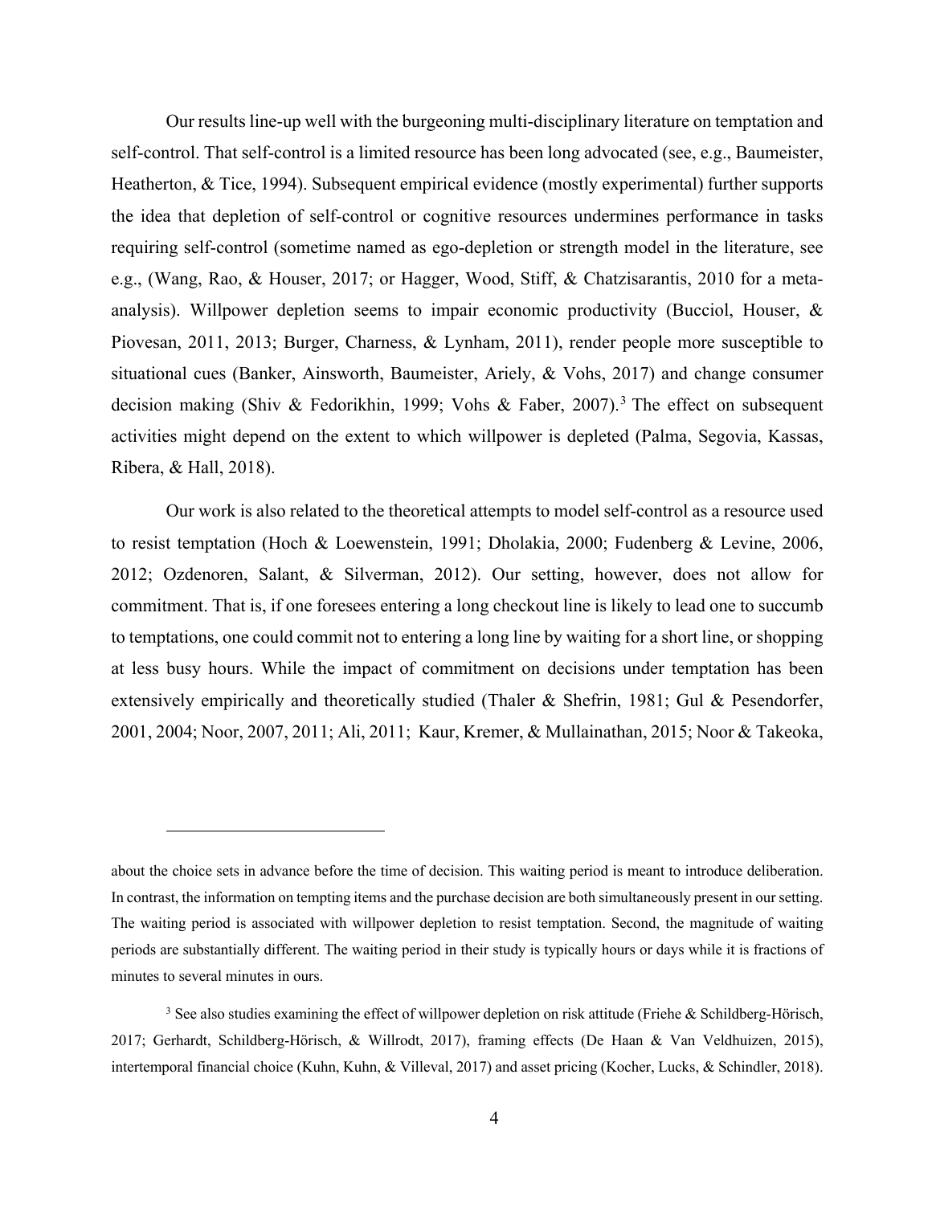Our results line-up well with the burgeoning multi-disciplinary literature on temptation and self-control. That self-control is a limited resource has been long advocated (see, e.g., Baumeister, Heatherton, & Tice, 1994). Subsequent empirical evidence (mostly experimental) further supports the idea that depletion of self-control or cognitive resources undermines performance in tasks requiring self-control (sometime named as ego-depletion or strength model in the literature, see e.g., (Wang, Rao, & Houser, 2017; or Hagger, Wood, Stiff, & Chatzisarantis, 2010 for a meta-analysis). Willpower depletion seems to impair economic productivity (Bucciol, Houser, & Piovesan, 2011, 2013; Burger, Charness, & Lynham, 2011), render people more susceptible to situational cues (Banker, Ainsworth, Baumeister, Ariely, & Vohs, 2017) and change consumer decision making (Shiv & Fedorikhin, 1999; Vohs & Faber, 2007).[3] The effect on subsequent activities might depend on the extent to which willpower is depleted (Palma, Segovia, Kassas, Ribera, & Hall, 2018).

Our work is also related to the theoretical attempts to model self-control as a resource used to resist temptation (Hoch & Loewenstein, 1991; Dholakia, 2000; Fudenberg & Levine, 2006, 2012; Ozdenoren, Salant, & Silverman, 2012). Our setting, however, does not allow for commitment. That is, if one foresees entering a long checkout line is likely to lead one to succumb to temptations, one could commit not to entering a long line by waiting for a short line, or shopping at less busy hours. While the impact of commitment on decisions under temptation has been extensively empirically and theoretically studied (Thaler & Shefrin, 1981; Gul & Pesendorfer, 2001, 2004; Noor, 2007, 2011; Ali, 2011; Kaur, Kremer, & Mullainathan, 2015; Noor & Takeoka,

about the choice sets in advance before the time of decision. This waiting period is meant to introduce deliberation. In contrast, the information on tempting items and the purchase decision are both simultaneously present in our setting. The waiting period is associated with willpower depletion to resist temptation. Second, the magnitude of waiting periods are substantially different. The waiting period in their study is typically hours or days while it is fractions of minutes to several minutes in ours.

[3] See also studies examining the effect of willpower depletion on risk attitude (Friehe & Schildberg-Hörisch, 2017; Gerhardt, Schildberg-Hörisch, & Willrodt, 2017), framing effects (De Haan & Van Veldhuizen, 2015), intertemporal financial choice (Kuhn, Kuhn, & Villeval, 2017) and asset pricing (Kocher, Lucks, & Schindler, 2018).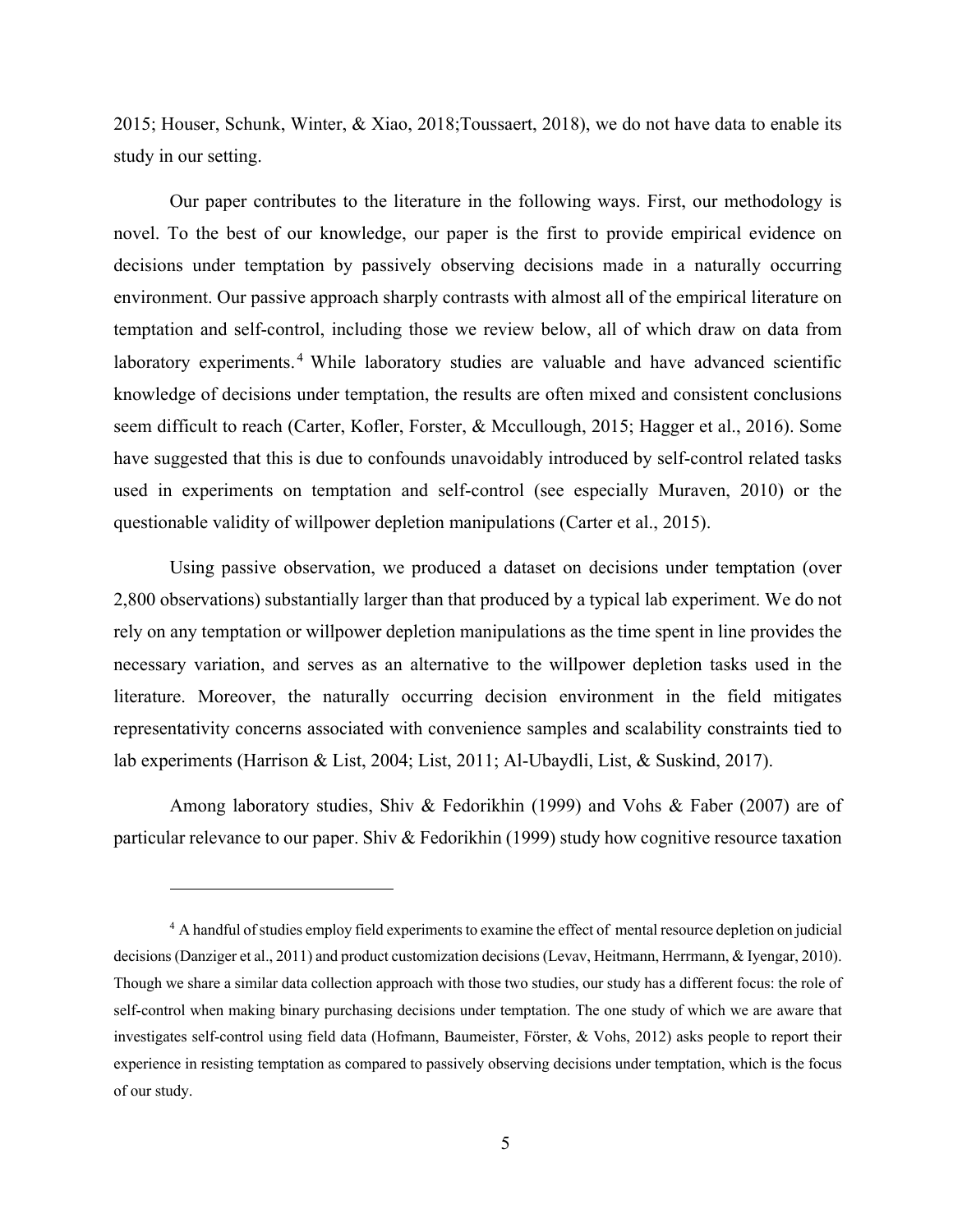2015; Houser, Schunk, Winter, & Xiao, 2018;Toussaert, 2018), we do not have data to enable its study in our setting.

Our paper contributes to the literature in the following ways. First, our methodology is novel. To the best of our knowledge, our paper is the first to provide empirical evidence on decisions under temptation by passively observing decisions made in a naturally occurring environment. Our passive approach sharply contrasts with almost all of the empirical literature on temptation and self-control, including those we review below, all of which draw on data from laboratory experiments.[4] While laboratory studies are valuable and have advanced scientific knowledge of decisions under temptation, the results are often mixed and consistent conclusions seem difficult to reach (Carter, Kofler, Forster, & Mccullough, 2015; Hagger et al., 2016). Some have suggested that this is due to confounds unavoidably introduced by self-control related tasks used in experiments on temptation and self-control (see especially Muraven, 2010) or the questionable validity of willpower depletion manipulations (Carter et al., 2015).

Using passive observation, we produced a dataset on decisions under temptation (over 2,800 observations) substantially larger than that produced by a typical lab experiment. We do not rely on any temptation or willpower depletion manipulations as the time spent in line provides the necessary variation, and serves as an alternative to the willpower depletion tasks used in the literature. Moreover, the naturally occurring decision environment in the field mitigates representativity concerns associated with convenience samples and scalability constraints tied to lab experiments (Harrison & List, 2004; List, 2011; Al-Ubaydli, List, & Suskind, 2017).

Among laboratory studies, Shiv & Fedorikhin (1999) and Vohs & Faber (2007) are of particular relevance to our paper. Shiv & Fedorikhin (1999) study how cognitive resource taxation

[4] A handful of studies employ field experiments to examine the effect of mental resource depletion on judicial decisions (Danziger et al., 2011) and product customization decisions (Levav, Heitmann, Herrmann, & Iyengar, 2010). Though we share a similar data collection approach with those two studies, our study has a different focus: the role of self-control when making binary purchasing decisions under temptation. The one study of which we are aware that investigates self-control using field data (Hofmann, Baumeister, Förster, & Vohs, 2012) asks people to report their experience in resisting temptation as compared to passively observing decisions under temptation, which is the focus of our study.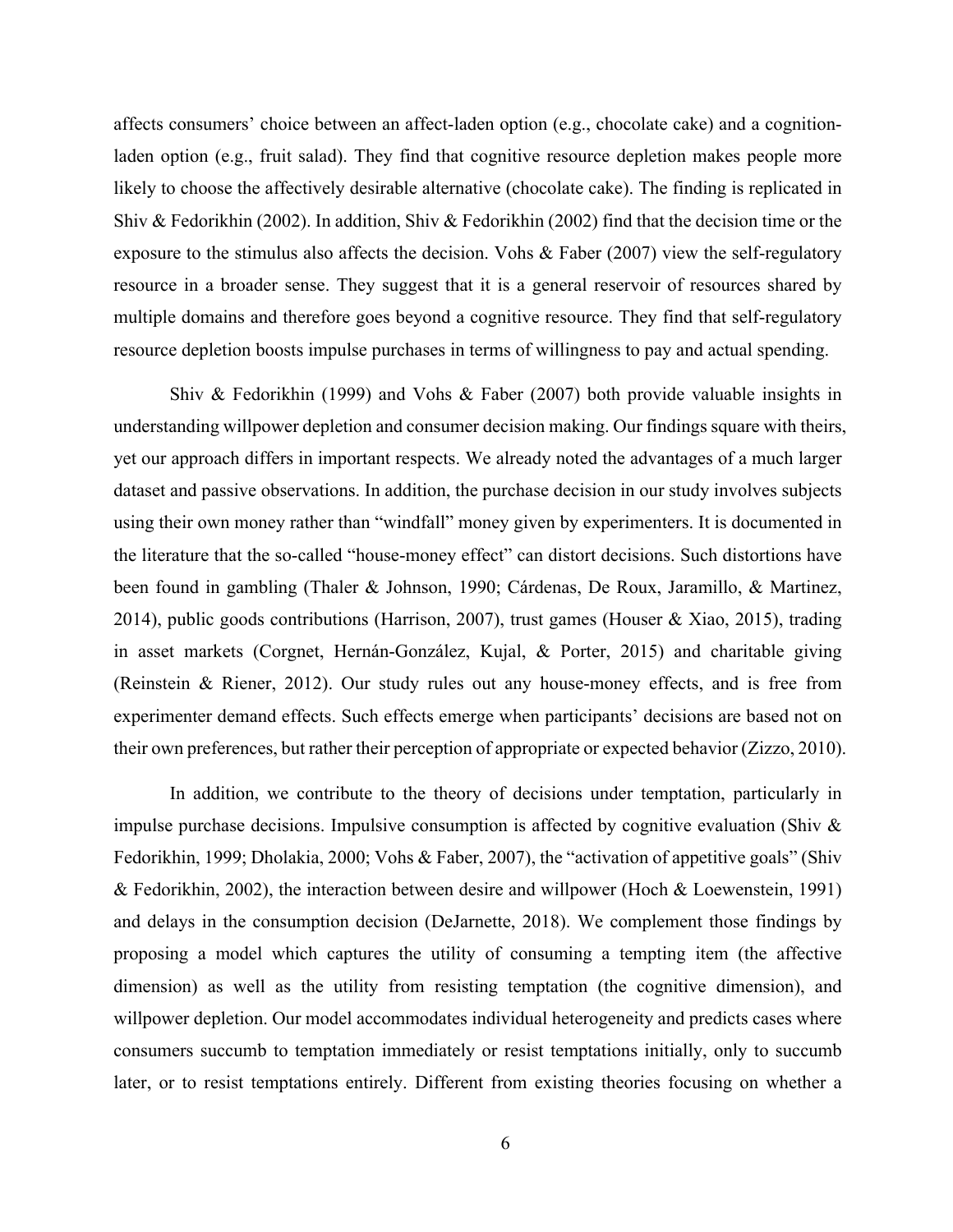affects consumers' choice between an affect-laden option (e.g., chocolate cake) and a cognition-laden option (e.g., fruit salad). They find that cognitive resource depletion makes people more likely to choose the affectively desirable alternative (chocolate cake). The finding is replicated in Shiv & Fedorikhin (2002). In addition, Shiv & Fedorikhin (2002) find that the decision time or the exposure to the stimulus also affects the decision. Vohs & Faber (2007) view the self-regulatory resource in a broader sense. They suggest that it is a general reservoir of resources shared by multiple domains and therefore goes beyond a cognitive resource. They find that self-regulatory resource depletion boosts impulse purchases in terms of willingness to pay and actual spending.

Shiv & Fedorikhin (1999) and Vohs & Faber (2007) both provide valuable insights in understanding willpower depletion and consumer decision making. Our findings square with theirs, yet our approach differs in important respects. We already noted the advantages of a much larger dataset and passive observations. In addition, the purchase decision in our study involves subjects using their own money rather than "windfall" money given by experimenters. It is documented in the literature that the so-called "house-money effect" can distort decisions. Such distortions have been found in gambling (Thaler & Johnson, 1990; Cárdenas, De Roux, Jaramillo, & Martinez, 2014), public goods contributions (Harrison, 2007), trust games (Houser & Xiao, 2015), trading in asset markets (Corgnet, Hernán-González, Kujal, & Porter, 2015) and charitable giving (Reinstein & Riener, 2012). Our study rules out any house-money effects, and is free from experimenter demand effects. Such effects emerge when participants' decisions are based not on their own preferences, but rather their perception of appropriate or expected behavior (Zizzo, 2010).

In addition, we contribute to the theory of decisions under temptation, particularly in impulse purchase decisions. Impulsive consumption is affected by cognitive evaluation (Shiv & Fedorikhin, 1999; Dholakia, 2000; Vohs & Faber, 2007), the "activation of appetitive goals" (Shiv & Fedorikhin, 2002), the interaction between desire and willpower (Hoch & Loewenstein, 1991) and delays in the consumption decision (DeJarnette, 2018). We complement those findings by proposing a model which captures the utility of consuming a tempting item (the affective dimension) as well as the utility from resisting temptation (the cognitive dimension), and willpower depletion. Our model accommodates individual heterogeneity and predicts cases where consumers succumb to temptation immediately or resist temptations initially, only to succumb later, or to resist temptations entirely. Different from existing theories focusing on whether a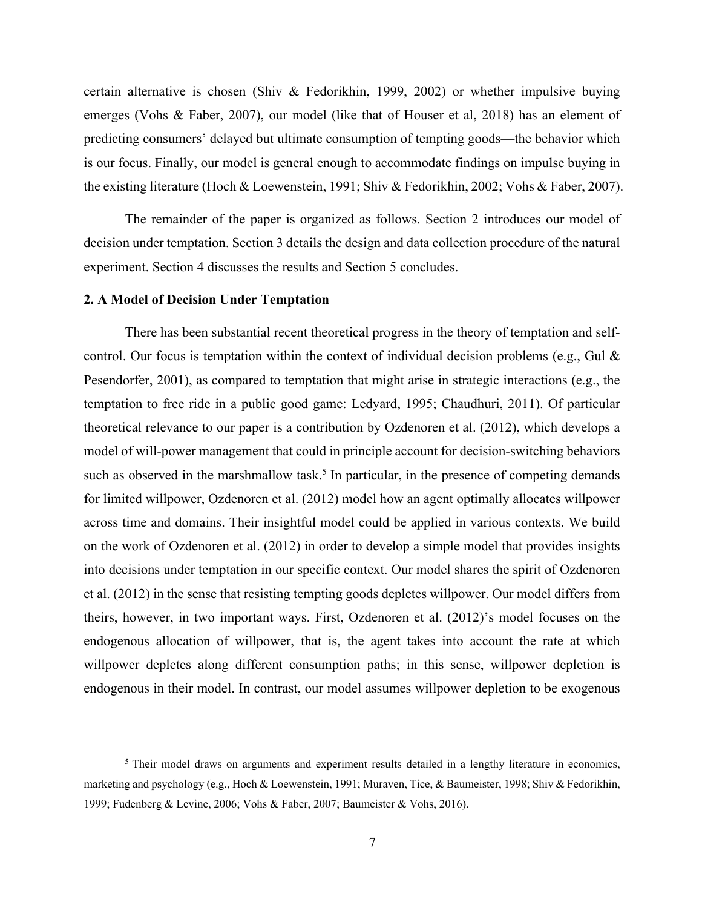certain alternative is chosen (Shiv & Fedorikhin, 1999, 2002) or whether impulsive buying emerges (Vohs & Faber, 2007), our model (like that of Houser et al, 2018) has an element of predicting consumers' delayed but ultimate consumption of tempting goods—the behavior which is our focus. Finally, our model is general enough to accommodate findings on impulse buying in the existing literature (Hoch & Loewenstein, 1991; Shiv & Fedorikhin, 2002; Vohs & Faber, 2007).

The remainder of the paper is organized as follows. Section 2 introduces our model of decision under temptation. Section 3 details the design and data collection procedure of the natural experiment. Section 4 discusses the results and Section 5 concludes.

## 2. A Model of Decision Under Temptation

There has been substantial recent theoretical progress in the theory of temptation and self-control. Our focus is temptation within the context of individual decision problems (e.g., Gul & Pesendorfer, 2001), as compared to temptation that might arise in strategic interactions (e.g., the temptation to free ride in a public good game: Ledyard, 1995; Chaudhuri, 2011). Of particular theoretical relevance to our paper is a contribution by Ozdenoren et al. (2012), which develops a model of will-power management that could in principle account for decision-switching behaviors such as observed in the marshmallow task.[5] In particular, in the presence of competing demands for limited willpower, Ozdenoren et al. (2012) model how an agent optimally allocates willpower across time and domains. Their insightful model could be applied in various contexts. We build on the work of Ozdenoren et al. (2012) in order to develop a simple model that provides insights into decisions under temptation in our specific context. Our model shares the spirit of Ozdenoren et al. (2012) in the sense that resisting tempting goods depletes willpower. Our model differs from theirs, however, in two important ways. First, Ozdenoren et al. (2012)'s model focuses on the endogenous allocation of willpower, that is, the agent takes into account the rate at which willpower depletes along different consumption paths; in this sense, willpower depletion is endogenous in their model. In contrast, our model assumes willpower depletion to be exogenous

[5] Their model draws on arguments and experiment results detailed in a lengthy literature in economics, marketing and psychology (e.g., Hoch & Loewenstein, 1991; Muraven, Tice, & Baumeister, 1998; Shiv & Fedorikhin, 1999; Fudenberg & Levine, 2006; Vohs & Faber, 2007; Baumeister & Vohs, 2016).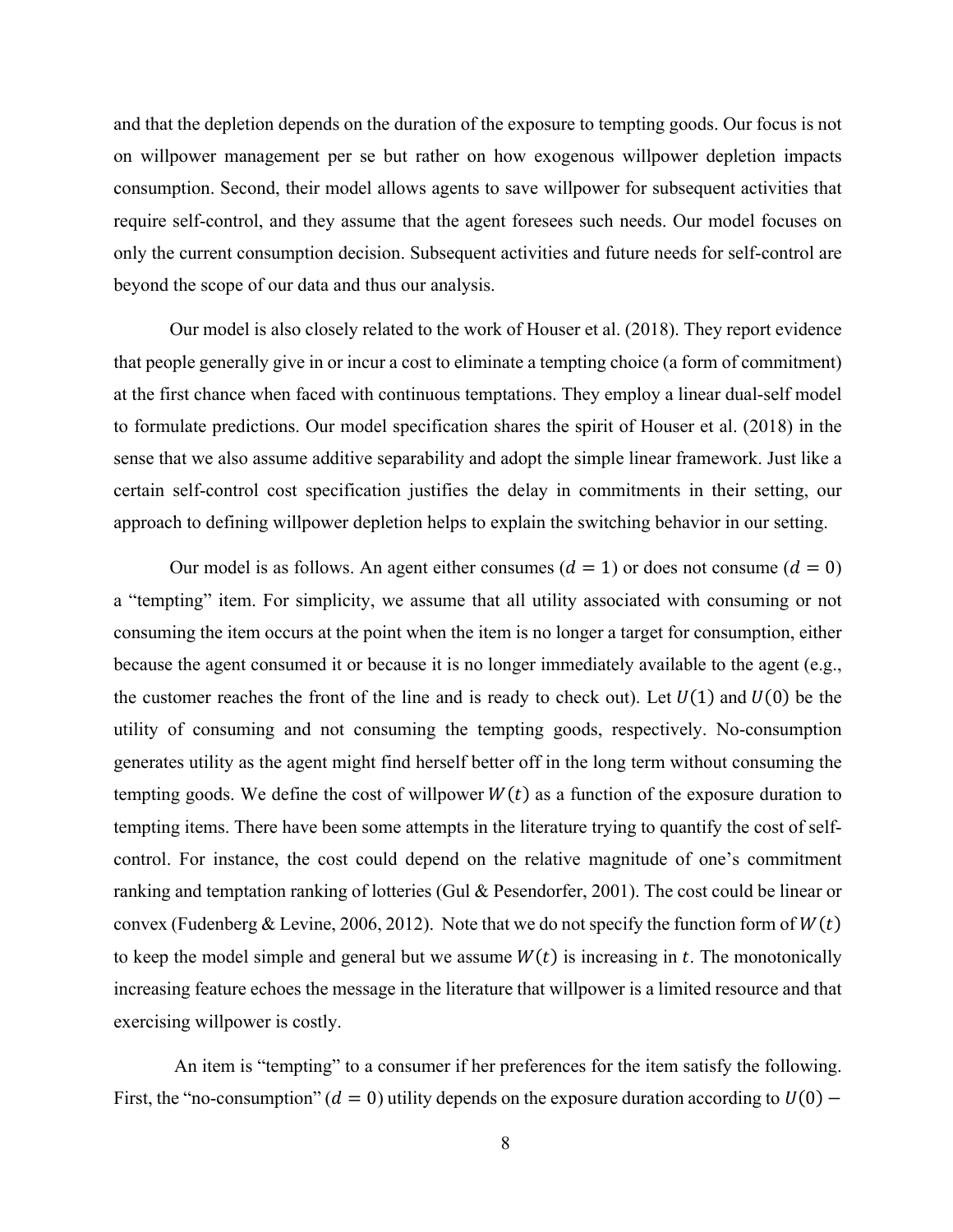and that the depletion depends on the duration of the exposure to tempting goods. Our focus is not on willpower management per se but rather on how exogenous willpower depletion impacts consumption. Second, their model allows agents to save willpower for subsequent activities that require self-control, and they assume that the agent foresees such needs. Our model focuses on only the current consumption decision. Subsequent activities and future needs for self-control are beyond the scope of our data and thus our analysis.

Our model is also closely related to the work of Houser et al. (2018). They report evidence that people generally give in or incur a cost to eliminate a tempting choice (a form of commitment) at the first chance when faced with continuous temptations. They employ a linear dual-self model to formulate predictions. Our model specification shares the spirit of Houser et al. (2018) in the sense that we also assume additive separability and adopt the simple linear framework. Just like a certain self-control cost specification justifies the delay in commitments in their setting, our approach to defining willpower depletion helps to explain the switching behavior in our setting.

Our model is as follows. An agent either consumes ($d = 1$) or does not consume ($d = 0$) a "tempting" item. For simplicity, we assume that all utility associated with consuming or not consuming the item occurs at the point when the item is no longer a target for consumption, either because the agent consumed it or because it is no longer immediately available to the agent (e.g., the customer reaches the front of the line and is ready to check out). Let $U(1)$ and $U(0)$ be the utility of consuming and not consuming the tempting goods, respectively. No-consumption generates utility as the agent might find herself better off in the long term without consuming the tempting goods. We define the cost of willpower $W(t)$ as a function of the exposure duration to tempting items. There have been some attempts in the literature trying to quantify the cost of self-control. For instance, the cost could depend on the relative magnitude of one's commitment ranking and temptation ranking of lotteries (Gul & Pesendorfer, 2001). The cost could be linear or convex (Fudenberg & Levine, 2006, 2012). Note that we do not specify the function form of $W(t)$ to keep the model simple and general but we assume $W(t)$ is increasing in $t$. The monotonically increasing feature echoes the message in the literature that willpower is a limited resource and that exercising willpower is costly.

An item is "tempting" to a consumer if her preferences for the item satisfy the following. First, the "no-consumption" ($d = 0$) utility depends on the exposure duration according to $U(0) -$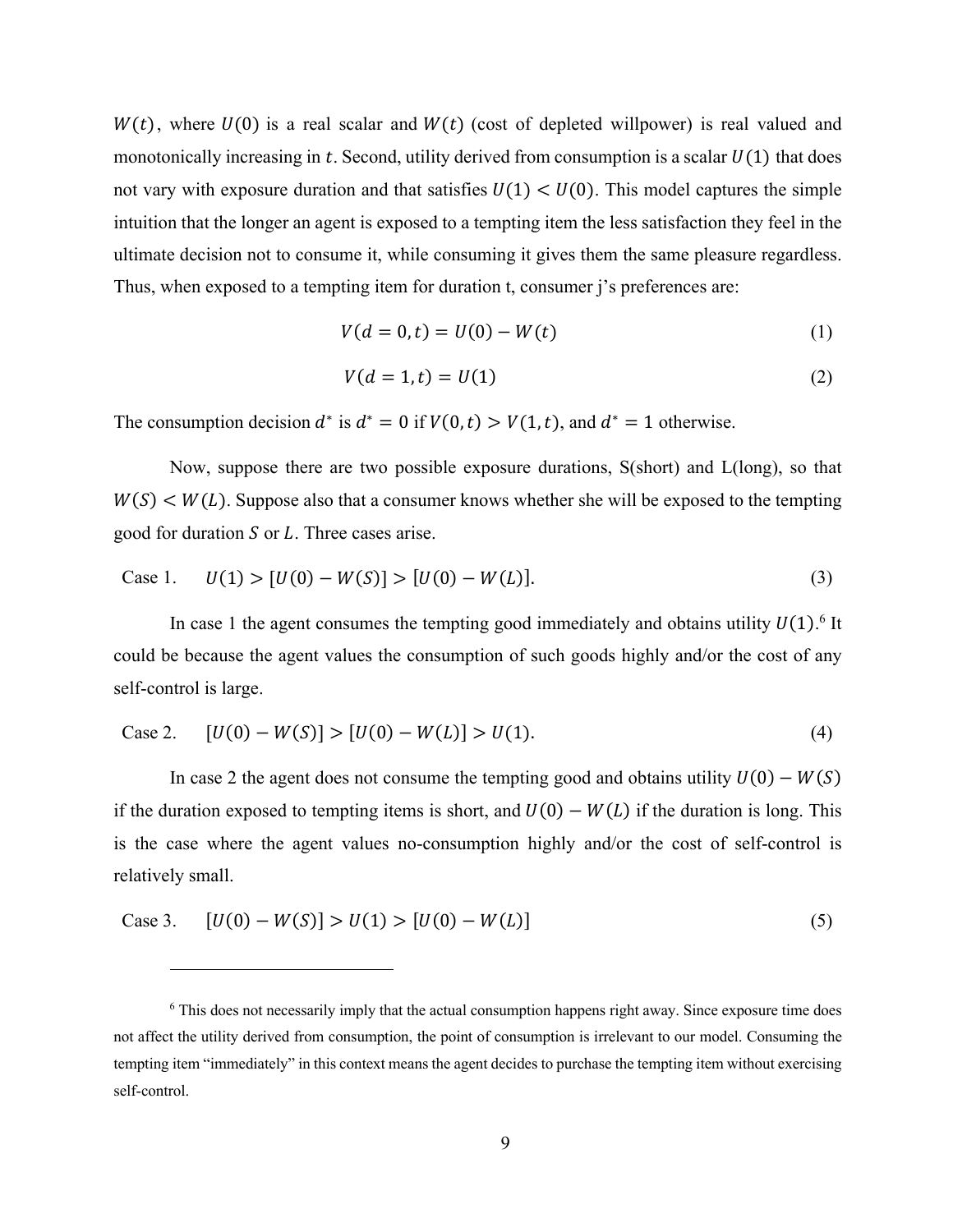$W(t)$, where $U(0)$ is a real scalar and $W(t)$ (cost of depleted willpower) is real valued and monotonically increasing in $t$. Second, utility derived from consumption is a scalar $U(1)$ that does not vary with exposure duration and that satisfies $U(1) < U(0)$. This model captures the simple intuition that the longer an agent is exposed to a tempting item the less satisfaction they feel in the ultimate decision not to consume it, while consuming it gives them the same pleasure regardless. Thus, when exposed to a tempting item for duration t, consumer j's preferences are:

$$V(d = 0, t) = U(0) - W(t) \tag{1}$$

$$V(d = 1, t) = U(1) \tag{2}$$

The consumption decision $d^*$ is $d^* = 0$ if $V(0, t) > V(1, t)$, and $d^* = 1$ otherwise.

Now, suppose there are two possible exposure durations, S(short) and L(long), so that $W(S) < W(L)$. Suppose also that a consumer knows whether she will be exposed to the tempting good for duration $S$ or $L$. Three cases arise.

Case 1. $$U(1) > [U(0) - W(S)] > [U(0) - W(L)]. \tag{3}$$

In case 1 the agent consumes the tempting good immediately and obtains utility $U(1)$.[6] It could be because the agent values the consumption of such goods highly and/or the cost of any self-control is large.

Case 2. $$[U(0) - W(S)] > [U(0) - W(L)] > U(1). \tag{4}$$

In case 2 the agent does not consume the tempting good and obtains utility $U(0) - W(S)$ if the duration exposed to tempting items is short, and $U(0) - W(L)$ if the duration is long. This is the case where the agent values no-consumption highly and/or the cost of self-control is relatively small.

Case 3. $$[U(0) - W(S)] > U(1) > [U(0) - W(L)] \tag{5}$$

[6] This does not necessarily imply that the actual consumption happens right away. Since exposure time does not affect the utility derived from consumption, the point of consumption is irrelevant to our model. Consuming the tempting item "immediately" in this context means the agent decides to purchase the tempting item without exercising self-control.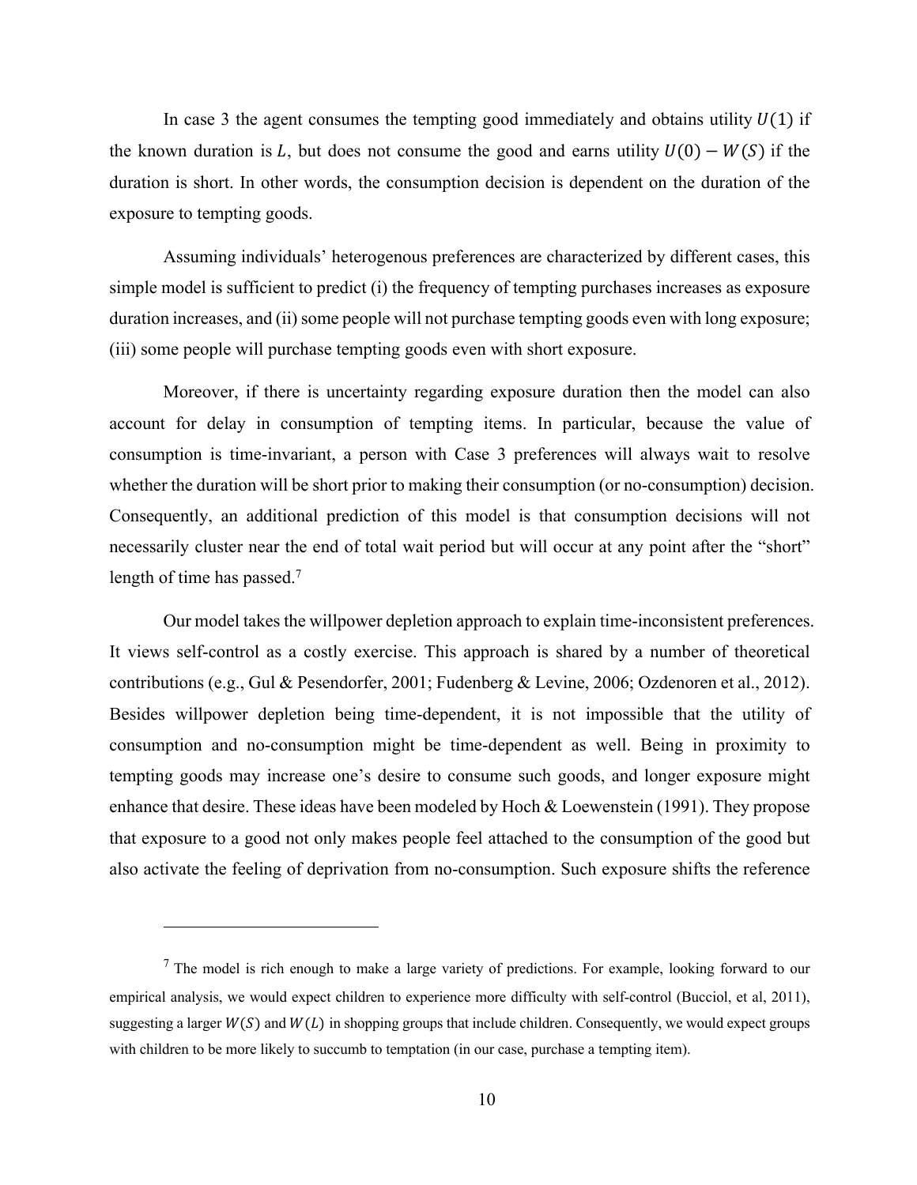In case 3 the agent consumes the tempting good immediately and obtains utility $U(1)$ if the known duration is $L$, but does not consume the good and earns utility $U(0) - W(S)$ if the duration is short. In other words, the consumption decision is dependent on the duration of the exposure to tempting goods.

Assuming individuals' heterogenous preferences are characterized by different cases, this simple model is sufficient to predict (i) the frequency of tempting purchases increases as exposure duration increases, and (ii) some people will not purchase tempting goods even with long exposure; (iii) some people will purchase tempting goods even with short exposure.

Moreover, if there is uncertainty regarding exposure duration then the model can also account for delay in consumption of tempting items. In particular, because the value of consumption is time-invariant, a person with Case 3 preferences will always wait to resolve whether the duration will be short prior to making their consumption (or no-consumption) decision. Consequently, an additional prediction of this model is that consumption decisions will not necessarily cluster near the end of total wait period but will occur at any point after the "short" length of time has passed.[7]

Our model takes the willpower depletion approach to explain time-inconsistent preferences. It views self-control as a costly exercise. This approach is shared by a number of theoretical contributions (e.g., Gul & Pesendorfer, 2001; Fudenberg & Levine, 2006; Ozdenoren et al., 2012). Besides willpower depletion being time-dependent, it is not impossible that the utility of consumption and no-consumption might be time-dependent as well. Being in proximity to tempting goods may increase one's desire to consume such goods, and longer exposure might enhance that desire. These ideas have been modeled by Hoch & Loewenstein (1991). They propose that exposure to a good not only makes people feel attached to the consumption of the good but also activate the feeling of deprivation from no-consumption. Such exposure shifts the reference

---

[7] The model is rich enough to make a large variety of predictions. For example, looking forward to our empirical analysis, we would expect children to experience more difficulty with self-control (Bucciol, et al, 2011), suggesting a larger $W(S)$ and $W(L)$ in shopping groups that include children. Consequently, we would expect groups with children to be more likely to succumb to temptation (in our case, purchase a tempting item).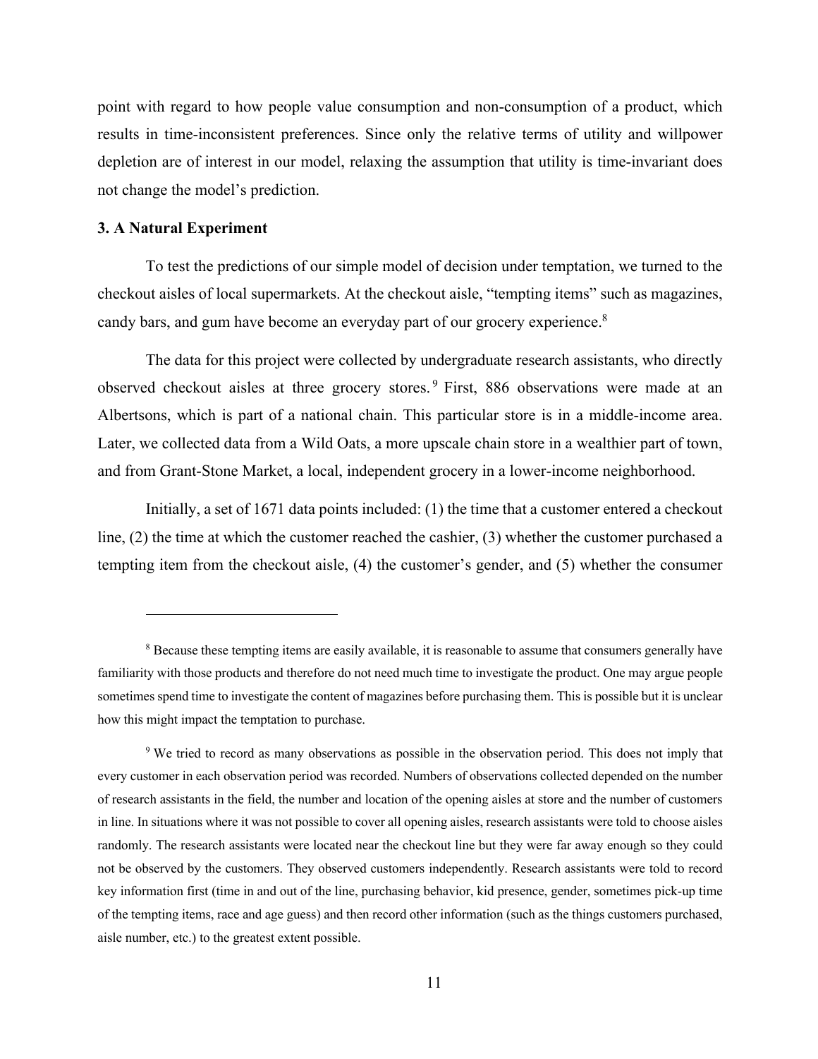point with regard to how people value consumption and non-consumption of a product, which results in time-inconsistent preferences. Since only the relative terms of utility and willpower depletion are of interest in our model, relaxing the assumption that utility is time-invariant does not change the model's prediction.

### 3. A Natural Experiment

To test the predictions of our simple model of decision under temptation, we turned to the checkout aisles of local supermarkets. At the checkout aisle, "tempting items" such as magazines, candy bars, and gum have become an everyday part of our grocery experience.[8]

The data for this project were collected by undergraduate research assistants, who directly observed checkout aisles at three grocery stores.[9] First, 886 observations were made at an Albertsons, which is part of a national chain. This particular store is in a middle-income area. Later, we collected data from a Wild Oats, a more upscale chain store in a wealthier part of town, and from Grant-Stone Market, a local, independent grocery in a lower-income neighborhood.

Initially, a set of 1671 data points included: (1) the time that a customer entered a checkout line, (2) the time at which the customer reached the cashier, (3) whether the customer purchased a tempting item from the checkout aisle, (4) the customer's gender, and (5) whether the consumer

---

[8] Because these tempting items are easily available, it is reasonable to assume that consumers generally have familiarity with those products and therefore do not need much time to investigate the product. One may argue people sometimes spend time to investigate the content of magazines before purchasing them. This is possible but it is unclear how this might impact the temptation to purchase.

[9] We tried to record as many observations as possible in the observation period. This does not imply that every customer in each observation period was recorded. Numbers of observations collected depended on the number of research assistants in the field, the number and location of the opening aisles at store and the number of customers in line. In situations where it was not possible to cover all opening aisles, research assistants were told to choose aisles randomly. The research assistants were located near the checkout line but they were far away enough so they could not be observed by the customers. They observed customers independently. Research assistants were told to record key information first (time in and out of the line, purchasing behavior, kid presence, gender, sometimes pick-up time of the tempting items, race and age guess) and then record other information (such as the things customers purchased, aisle number, etc.) to the greatest extent possible.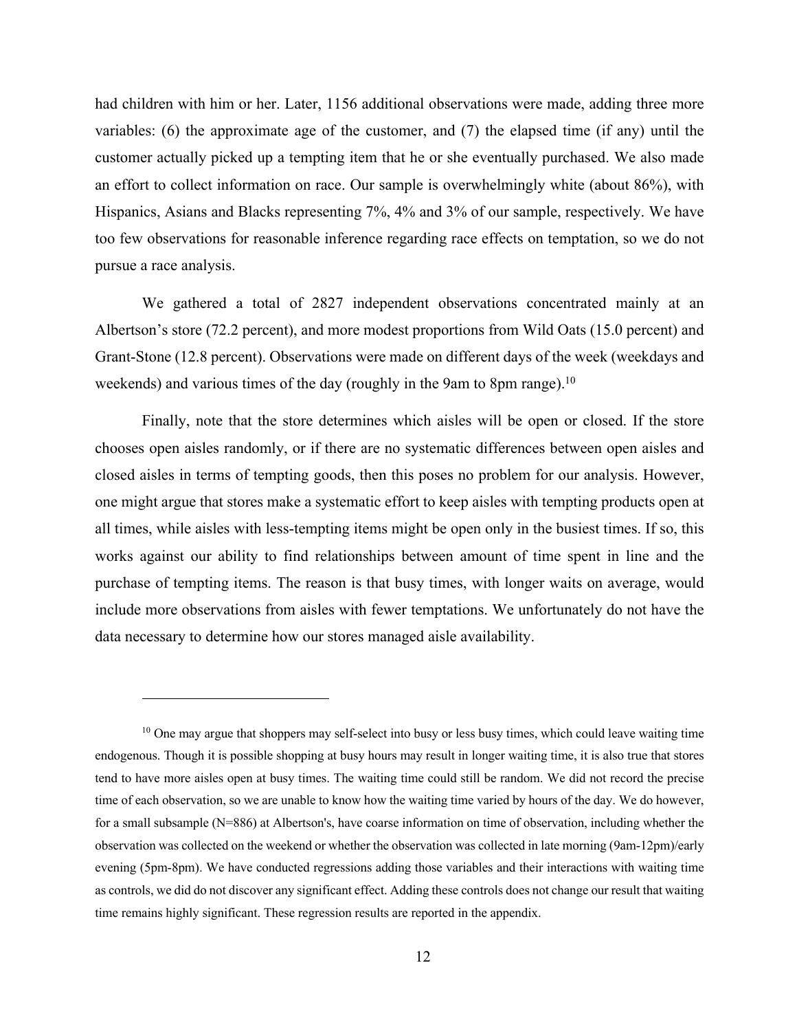had children with him or her. Later, 1156 additional observations were made, adding three more variables: (6) the approximate age of the customer, and (7) the elapsed time (if any) until the customer actually picked up a tempting item that he or she eventually purchased. We also made an effort to collect information on race. Our sample is overwhelmingly white (about 86%), with Hispanics, Asians and Blacks representing 7%, 4% and 3% of our sample, respectively. We have too few observations for reasonable inference regarding race effects on temptation, so we do not pursue a race analysis.

We gathered a total of 2827 independent observations concentrated mainly at an Albertson's store (72.2 percent), and more modest proportions from Wild Oats (15.0 percent) and Grant-Stone (12.8 percent). Observations were made on different days of the week (weekdays and weekends) and various times of the day (roughly in the 9am to 8pm range).[10]

Finally, note that the store determines which aisles will be open or closed. If the store chooses open aisles randomly, or if there are no systematic differences between open aisles and closed aisles in terms of tempting goods, then this poses no problem for our analysis. However, one might argue that stores make a systematic effort to keep aisles with tempting products open at all times, while aisles with less-tempting items might be open only in the busiest times. If so, this works against our ability to find relationships between amount of time spent in line and the purchase of tempting items. The reason is that busy times, with longer waits on average, would include more observations from aisles with fewer temptations. We unfortunately do not have the data necessary to determine how our stores managed aisle availability.

[10] One may argue that shoppers may self-select into busy or less busy times, which could leave waiting time endogenous. Though it is possible shopping at busy hours may result in longer waiting time, it is also true that stores tend to have more aisles open at busy times. The waiting time could still be random. We did not record the precise time of each observation, so we are unable to know how the waiting time varied by hours of the day. We do however, for a small subsample (N=886) at Albertson's, have coarse information on time of observation, including whether the observation was collected on the weekend or whether the observation was collected in late morning (9am-12pm)/early evening (5pm-8pm). We have conducted regressions adding those variables and their interactions with waiting time as controls, we did do not discover any significant effect. Adding these controls does not change our result that waiting time remains highly significant. These regression results are reported in the appendix.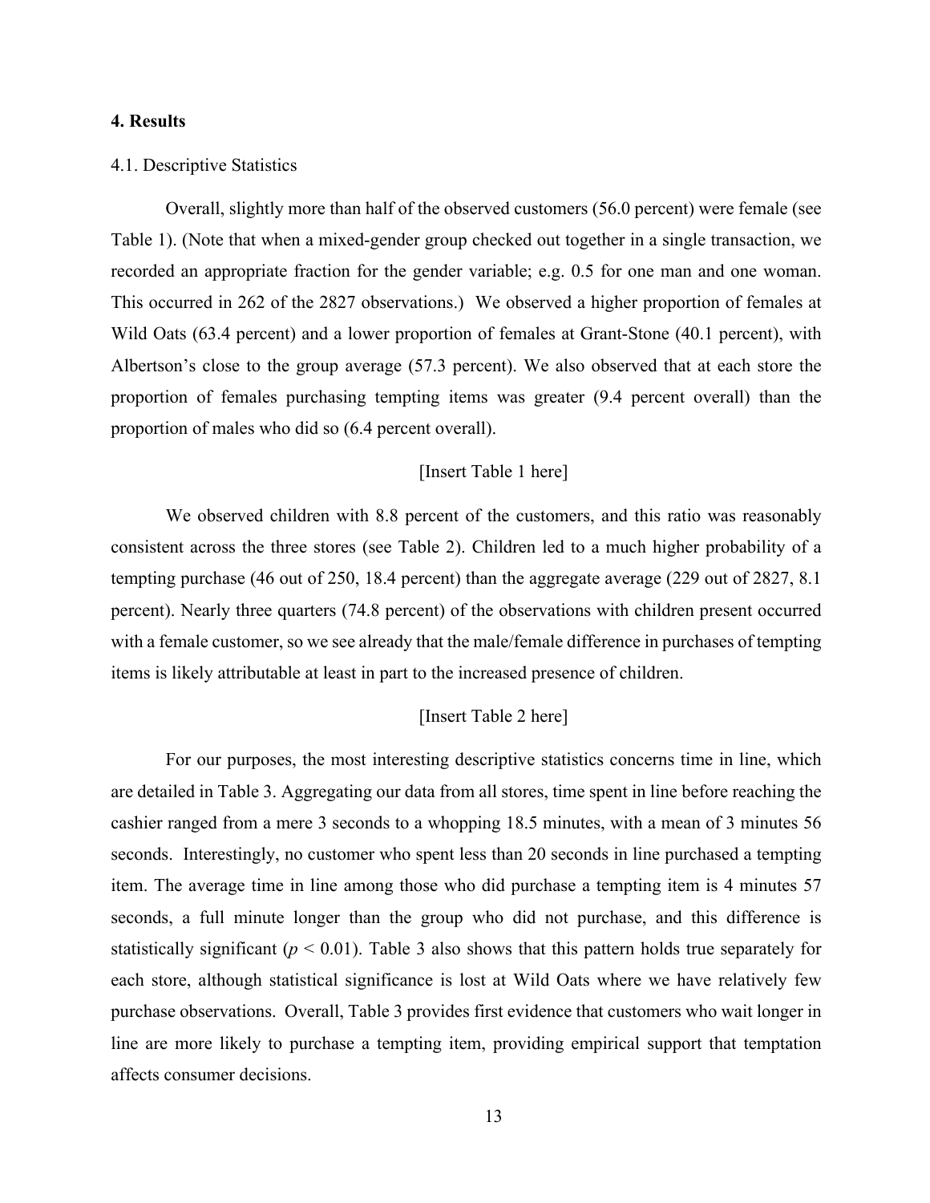## 4. Results

4.1. Descriptive Statistics

Overall, slightly more than half of the observed customers (56.0 percent) were female (see Table 1). (Note that when a mixed-gender group checked out together in a single transaction, we recorded an appropriate fraction for the gender variable; e.g. 0.5 for one man and one woman. This occurred in 262 of the 2827 observations.) We observed a higher proportion of females at Wild Oats (63.4 percent) and a lower proportion of females at Grant-Stone (40.1 percent), with Albertson's close to the group average (57.3 percent). We also observed that at each store the proportion of females purchasing tempting items was greater (9.4 percent overall) than the proportion of males who did so (6.4 percent overall).

[Insert Table 1 here]

We observed children with 8.8 percent of the customers, and this ratio was reasonably consistent across the three stores (see Table 2). Children led to a much higher probability of a tempting purchase (46 out of 250, 18.4 percent) than the aggregate average (229 out of 2827, 8.1 percent). Nearly three quarters (74.8 percent) of the observations with children present occurred with a female customer, so we see already that the male/female difference in purchases of tempting items is likely attributable at least in part to the increased presence of children.

[Insert Table 2 here]

For our purposes, the most interesting descriptive statistics concerns time in line, which are detailed in Table 3. Aggregating our data from all stores, time spent in line before reaching the cashier ranged from a mere 3 seconds to a whopping 18.5 minutes, with a mean of 3 minutes 56 seconds. Interestingly, no customer who spent less than 20 seconds in line purchased a tempting item. The average time in line among those who did purchase a tempting item is 4 minutes 57 seconds, a full minute longer than the group who did not purchase, and this difference is statistically significant ($p < 0.01$). Table 3 also shows that this pattern holds true separately for each store, although statistical significance is lost at Wild Oats where we have relatively few purchase observations. Overall, Table 3 provides first evidence that customers who wait longer in line are more likely to purchase a tempting item, providing empirical support that temptation affects consumer decisions.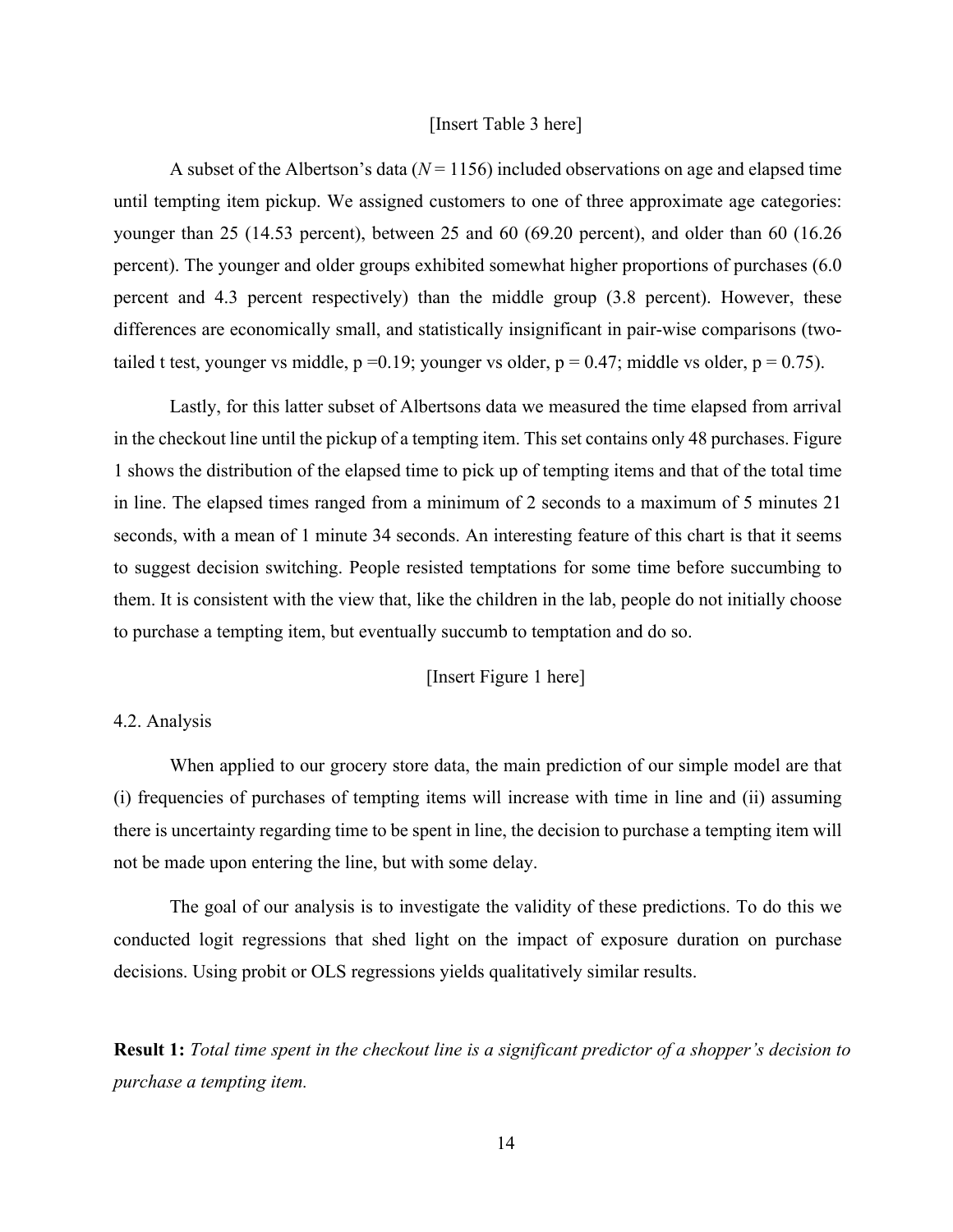[Insert Table 3 here]

A subset of the Albertson's data ($N = 1156$) included observations on age and elapsed time until tempting item pickup. We assigned customers to one of three approximate age categories: younger than 25 (14.53 percent), between 25 and 60 (69.20 percent), and older than 60 (16.26 percent). The younger and older groups exhibited somewhat higher proportions of purchases (6.0 percent and 4.3 percent respectively) than the middle group (3.8 percent). However, these differences are economically small, and statistically insignificant in pair-wise comparisons (two-tailed t test, younger vs middle, $p = 0.19$; younger vs older, $p = 0.47$; middle vs older, $p = 0.75$).

Lastly, for this latter subset of Albertsons data we measured the time elapsed from arrival in the checkout line until the pickup of a tempting item. This set contains only 48 purchases. Figure 1 shows the distribution of the elapsed time to pick up of tempting items and that of the total time in line. The elapsed times ranged from a minimum of 2 seconds to a maximum of 5 minutes 21 seconds, with a mean of 1 minute 34 seconds. An interesting feature of this chart is that it seems to suggest decision switching. People resisted temptations for some time before succumbing to them. It is consistent with the view that, like the children in the lab, people do not initially choose to purchase a tempting item, but eventually succumb to temptation and do so.

[Insert Figure 1 here]

4.2. Analysis

When applied to our grocery store data, the main prediction of our simple model are that (i) frequencies of purchases of tempting items will increase with time in line and (ii) assuming there is uncertainty regarding time to be spent in line, the decision to purchase a tempting item will not be made upon entering the line, but with some delay.

The goal of our analysis is to investigate the validity of these predictions. To do this we conducted logit regressions that shed light on the impact of exposure duration on purchase decisions. Using probit or OLS regressions yields qualitatively similar results.

**Result 1:** *Total time spent in the checkout line is a significant predictor of a shopper's decision to purchase a tempting item.*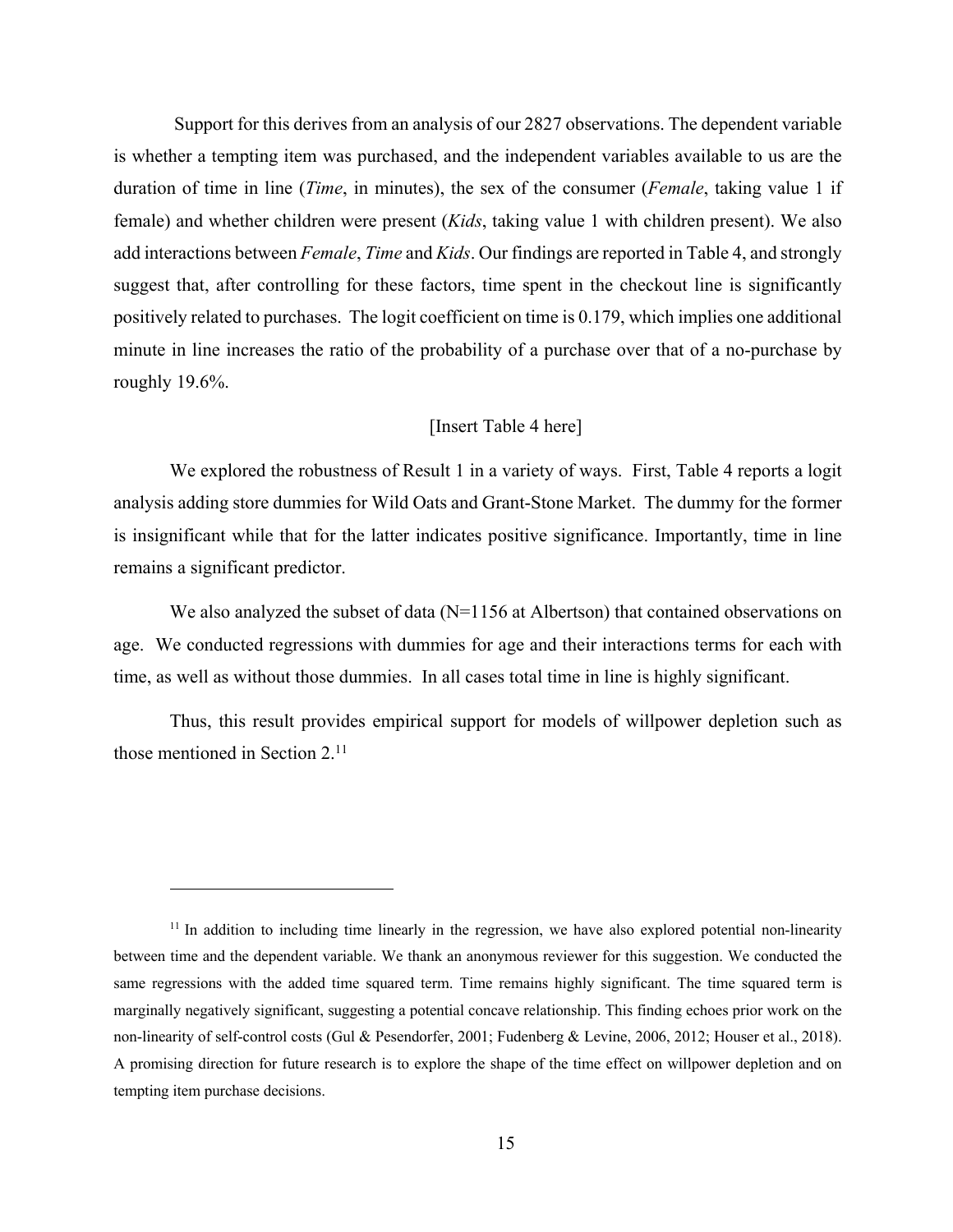Support for this derives from an analysis of our 2827 observations. The dependent variable is whether a tempting item was purchased, and the independent variables available to us are the duration of time in line (*Time*, in minutes), the sex of the consumer (*Female*, taking value 1 if female) and whether children were present (*Kids*, taking value 1 with children present). We also add interactions between *Female*, *Time* and *Kids*. Our findings are reported in Table 4, and strongly suggest that, after controlling for these factors, time spent in the checkout line is significantly positively related to purchases. The logit coefficient on time is 0.179, which implies one additional minute in line increases the ratio of the probability of a purchase over that of a no-purchase by roughly 19.6%.

[Insert Table 4 here]

We explored the robustness of Result 1 in a variety of ways. First, Table 4 reports a logit analysis adding store dummies for Wild Oats and Grant-Stone Market. The dummy for the former is insignificant while that for the latter indicates positive significance. Importantly, time in line remains a significant predictor.

We also analyzed the subset of data (N=1156 at Albertson) that contained observations on age. We conducted regressions with dummies for age and their interactions terms for each with time, as well as without those dummies. In all cases total time in line is highly significant.

Thus, this result provides empirical support for models of willpower depletion such as those mentioned in Section 2.[11]

---

[11] In addition to including time linearly in the regression, we have also explored potential non-linearity between time and the dependent variable. We thank an anonymous reviewer for this suggestion. We conducted the same regressions with the added time squared term. Time remains highly significant. The time squared term is marginally negatively significant, suggesting a potential concave relationship. This finding echoes prior work on the non-linearity of self-control costs (Gul & Pesendorfer, 2001; Fudenberg & Levine, 2006, 2012; Houser et al., 2018). A promising direction for future research is to explore the shape of the time effect on willpower depletion and on tempting item purchase decisions.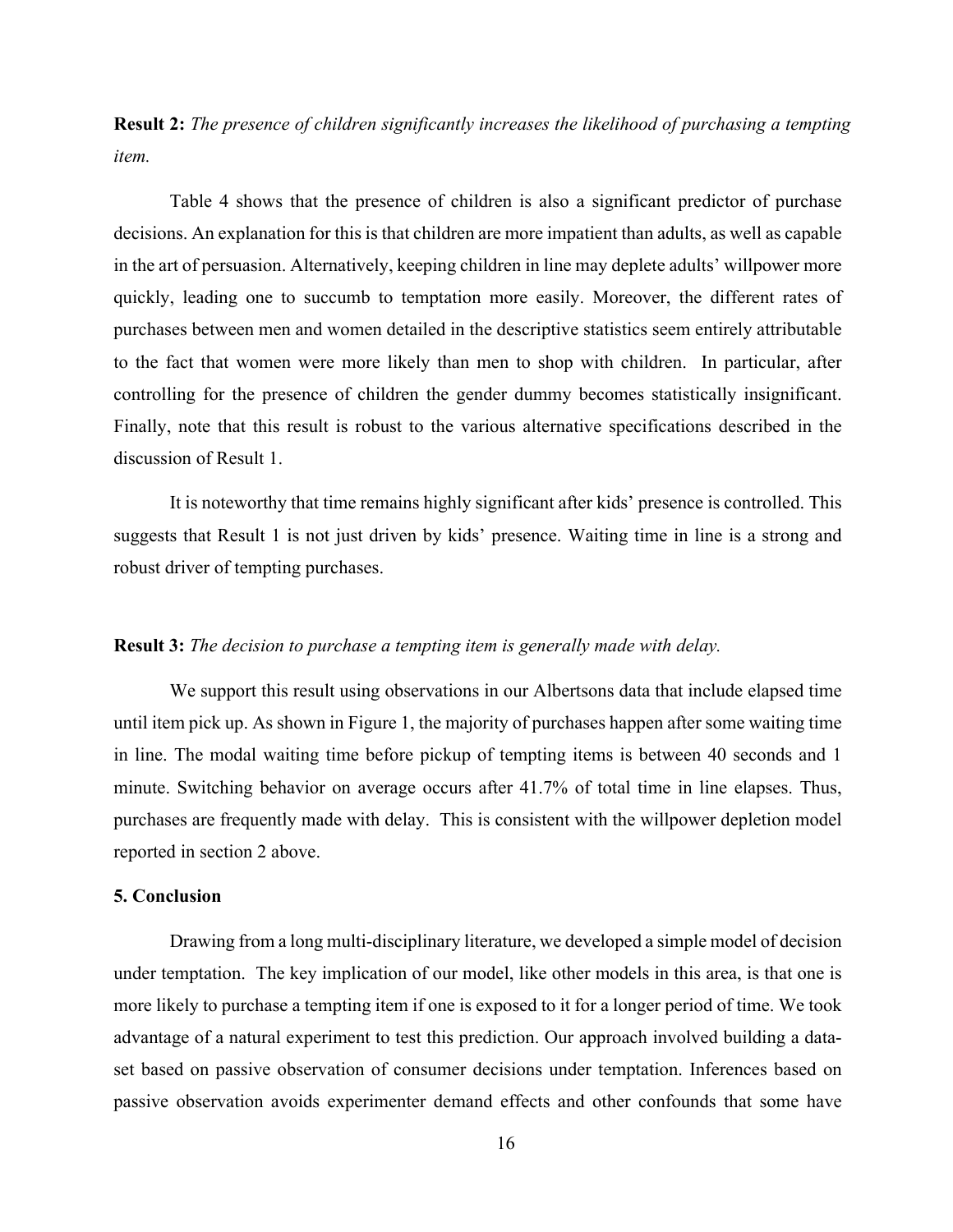**Result 2:** *The presence of children significantly increases the likelihood of purchasing a tempting item.*

Table 4 shows that the presence of children is also a significant predictor of purchase decisions. An explanation for this is that children are more impatient than adults, as well as capable in the art of persuasion. Alternatively, keeping children in line may deplete adults' willpower more quickly, leading one to succumb to temptation more easily. Moreover, the different rates of purchases between men and women detailed in the descriptive statistics seem entirely attributable to the fact that women were more likely than men to shop with children. In particular, after controlling for the presence of children the gender dummy becomes statistically insignificant. Finally, note that this result is robust to the various alternative specifications described in the discussion of Result 1.

It is noteworthy that time remains highly significant after kids' presence is controlled. This suggests that Result 1 is not just driven by kids' presence. Waiting time in line is a strong and robust driver of tempting purchases.

**Result 3:** *The decision to purchase a tempting item is generally made with delay.*

We support this result using observations in our Albertsons data that include elapsed time until item pick up. As shown in Figure 1, the majority of purchases happen after some waiting time in line. The modal waiting time before pickup of tempting items is between 40 seconds and 1 minute. Switching behavior on average occurs after 41.7% of total time in line elapses. Thus, purchases are frequently made with delay. This is consistent with the willpower depletion model reported in section 2 above.

## 5. Conclusion

Drawing from a long multi-disciplinary literature, we developed a simple model of decision under temptation. The key implication of our model, like other models in this area, is that one is more likely to purchase a tempting item if one is exposed to it for a longer period of time. We took advantage of a natural experiment to test this prediction. Our approach involved building a data-set based on passive observation of consumer decisions under temptation. Inferences based on passive observation avoids experimenter demand effects and other confounds that some have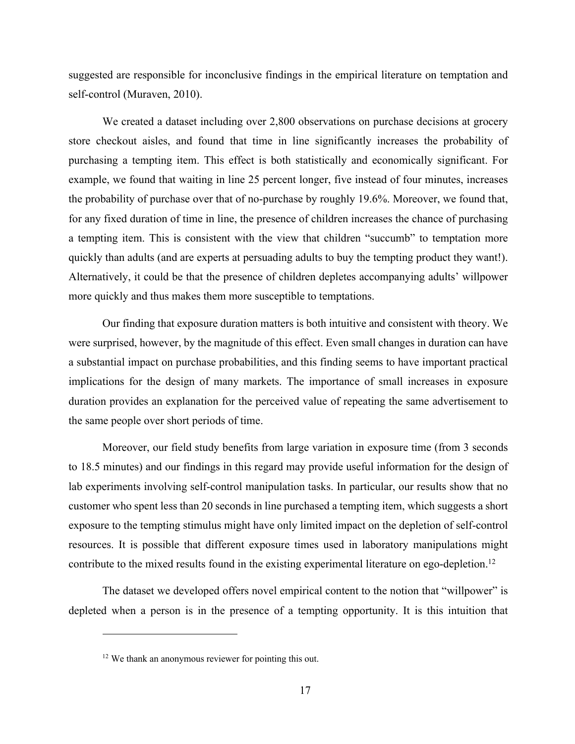suggested are responsible for inconclusive findings in the empirical literature on temptation and self-control (Muraven, 2010).

We created a dataset including over 2,800 observations on purchase decisions at grocery store checkout aisles, and found that time in line significantly increases the probability of purchasing a tempting item. This effect is both statistically and economically significant. For example, we found that waiting in line 25 percent longer, five instead of four minutes, increases the probability of purchase over that of no-purchase by roughly 19.6%. Moreover, we found that, for any fixed duration of time in line, the presence of children increases the chance of purchasing a tempting item. This is consistent with the view that children "succumb" to temptation more quickly than adults (and are experts at persuading adults to buy the tempting product they want!). Alternatively, it could be that the presence of children depletes accompanying adults' willpower more quickly and thus makes them more susceptible to temptations.

Our finding that exposure duration matters is both intuitive and consistent with theory. We were surprised, however, by the magnitude of this effect. Even small changes in duration can have a substantial impact on purchase probabilities, and this finding seems to have important practical implications for the design of many markets. The importance of small increases in exposure duration provides an explanation for the perceived value of repeating the same advertisement to the same people over short periods of time.

Moreover, our field study benefits from large variation in exposure time (from 3 seconds to 18.5 minutes) and our findings in this regard may provide useful information for the design of lab experiments involving self-control manipulation tasks. In particular, our results show that no customer who spent less than 20 seconds in line purchased a tempting item, which suggests a short exposure to the tempting stimulus might have only limited impact on the depletion of self-control resources. It is possible that different exposure times used in laboratory manipulations might contribute to the mixed results found in the existing experimental literature on ego-depletion.[12]

The dataset we developed offers novel empirical content to the notion that "willpower" is depleted when a person is in the presence of a tempting opportunity. It is this intuition that

[12] We thank an anonymous reviewer for pointing this out.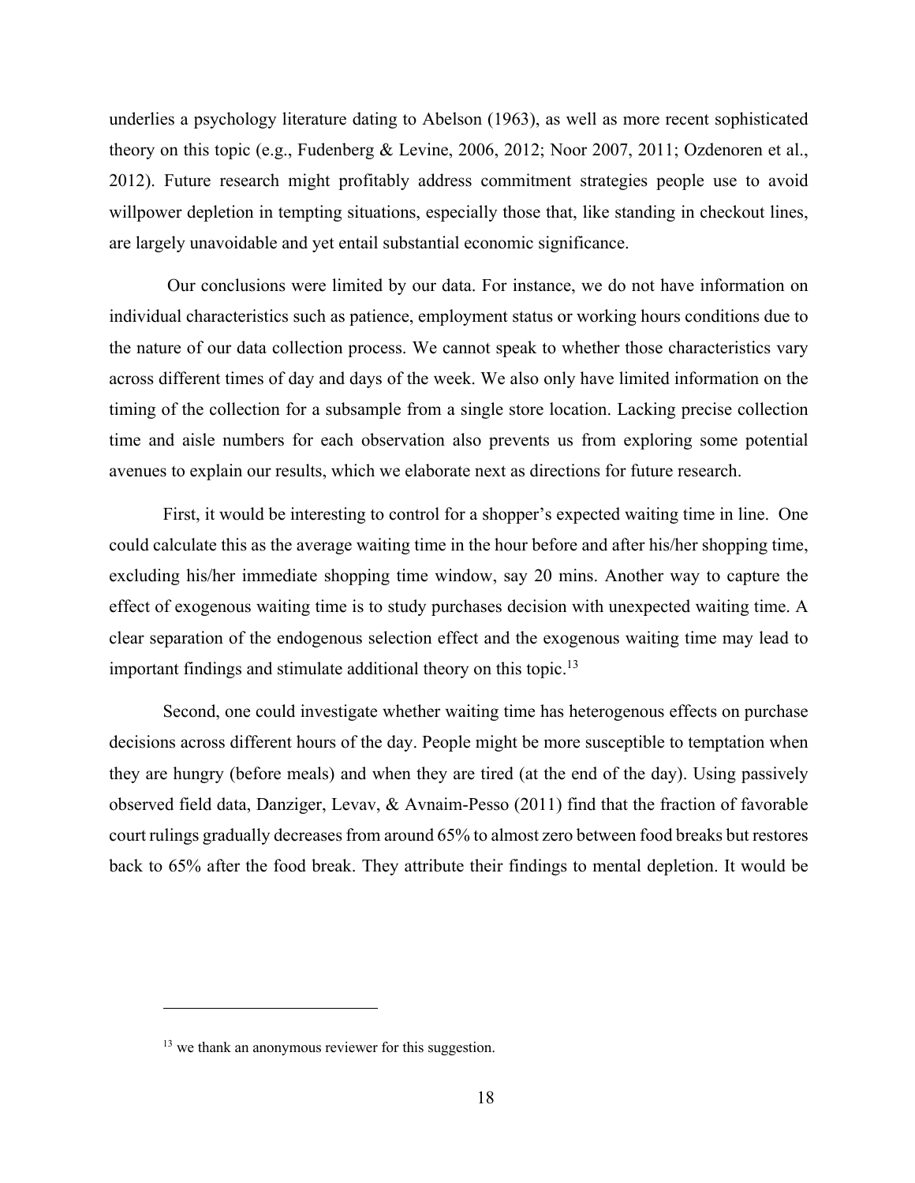underlies a psychology literature dating to Abelson (1963), as well as more recent sophisticated theory on this topic (e.g., Fudenberg & Levine, 2006, 2012; Noor 2007, 2011; Ozdenoren et al., 2012). Future research might profitably address commitment strategies people use to avoid willpower depletion in tempting situations, especially those that, like standing in checkout lines, are largely unavoidable and yet entail substantial economic significance.

Our conclusions were limited by our data. For instance, we do not have information on individual characteristics such as patience, employment status or working hours conditions due to the nature of our data collection process. We cannot speak to whether those characteristics vary across different times of day and days of the week. We also only have limited information on the timing of the collection for a subsample from a single store location. Lacking precise collection time and aisle numbers for each observation also prevents us from exploring some potential avenues to explain our results, which we elaborate next as directions for future research.

First, it would be interesting to control for a shopper's expected waiting time in line. One could calculate this as the average waiting time in the hour before and after his/her shopping time, excluding his/her immediate shopping time window, say 20 mins. Another way to capture the effect of exogenous waiting time is to study purchases decision with unexpected waiting time. A clear separation of the endogenous selection effect and the exogenous waiting time may lead to important findings and stimulate additional theory on this topic.[13]

Second, one could investigate whether waiting time has heterogenous effects on purchase decisions across different hours of the day. People might be more susceptible to temptation when they are hungry (before meals) and when they are tired (at the end of the day). Using passively observed field data, Danziger, Levav, & Avnaim-Pesso (2011) find that the fraction of favorable court rulings gradually decreases from around 65% to almost zero between food breaks but restores back to 65% after the food break. They attribute their findings to mental depletion. It would be

---

[13] we thank an anonymous reviewer for this suggestion.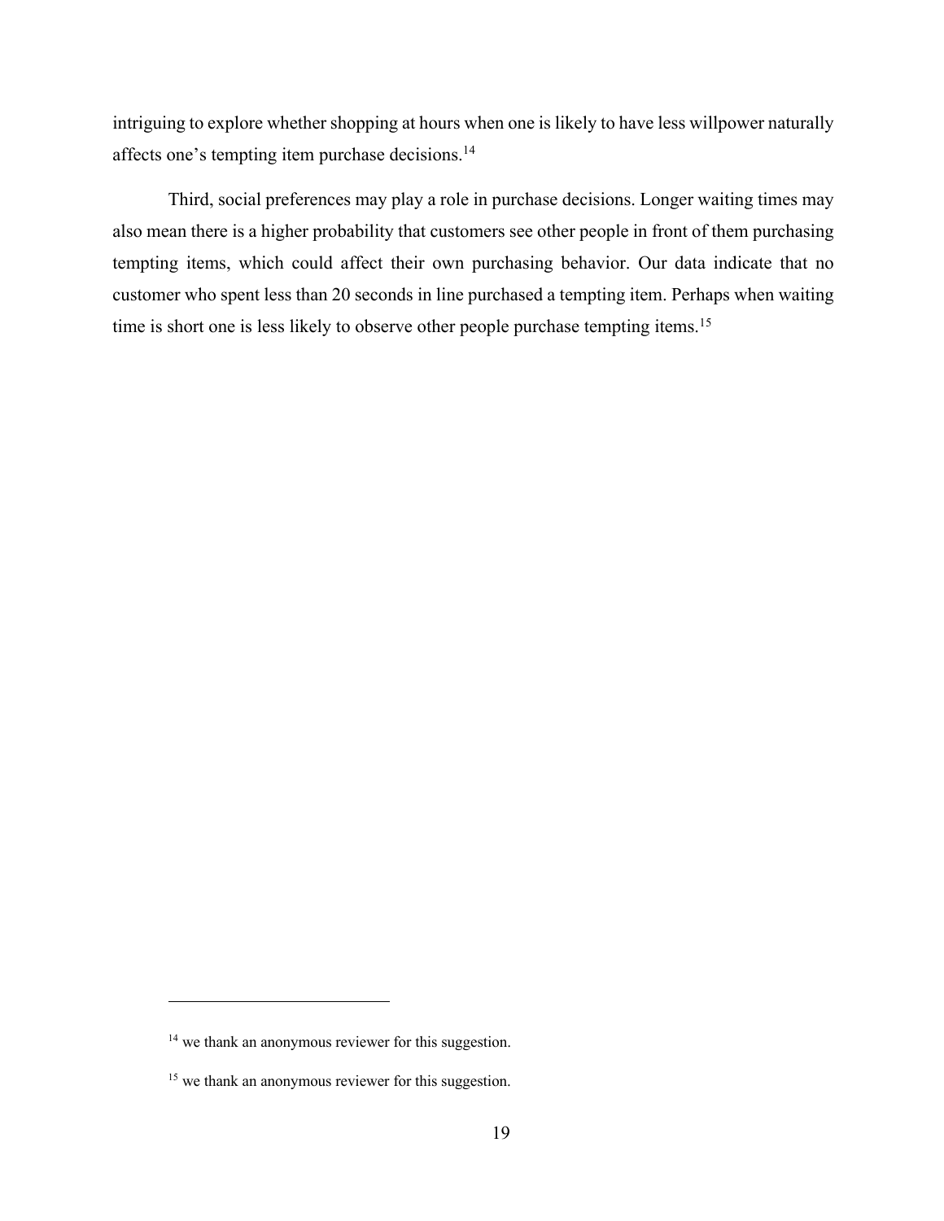intriguing to explore whether shopping at hours when one is likely to have less willpower naturally affects one's tempting item purchase decisions.[14]

Third, social preferences may play a role in purchase decisions. Longer waiting times may also mean there is a higher probability that customers see other people in front of them purchasing tempting items, which could affect their own purchasing behavior. Our data indicate that no customer who spent less than 20 seconds in line purchased a tempting item. Perhaps when waiting time is short one is less likely to observe other people purchase tempting items.[15]

---

[14] we thank an anonymous reviewer for this suggestion.

[15] we thank an anonymous reviewer for this suggestion.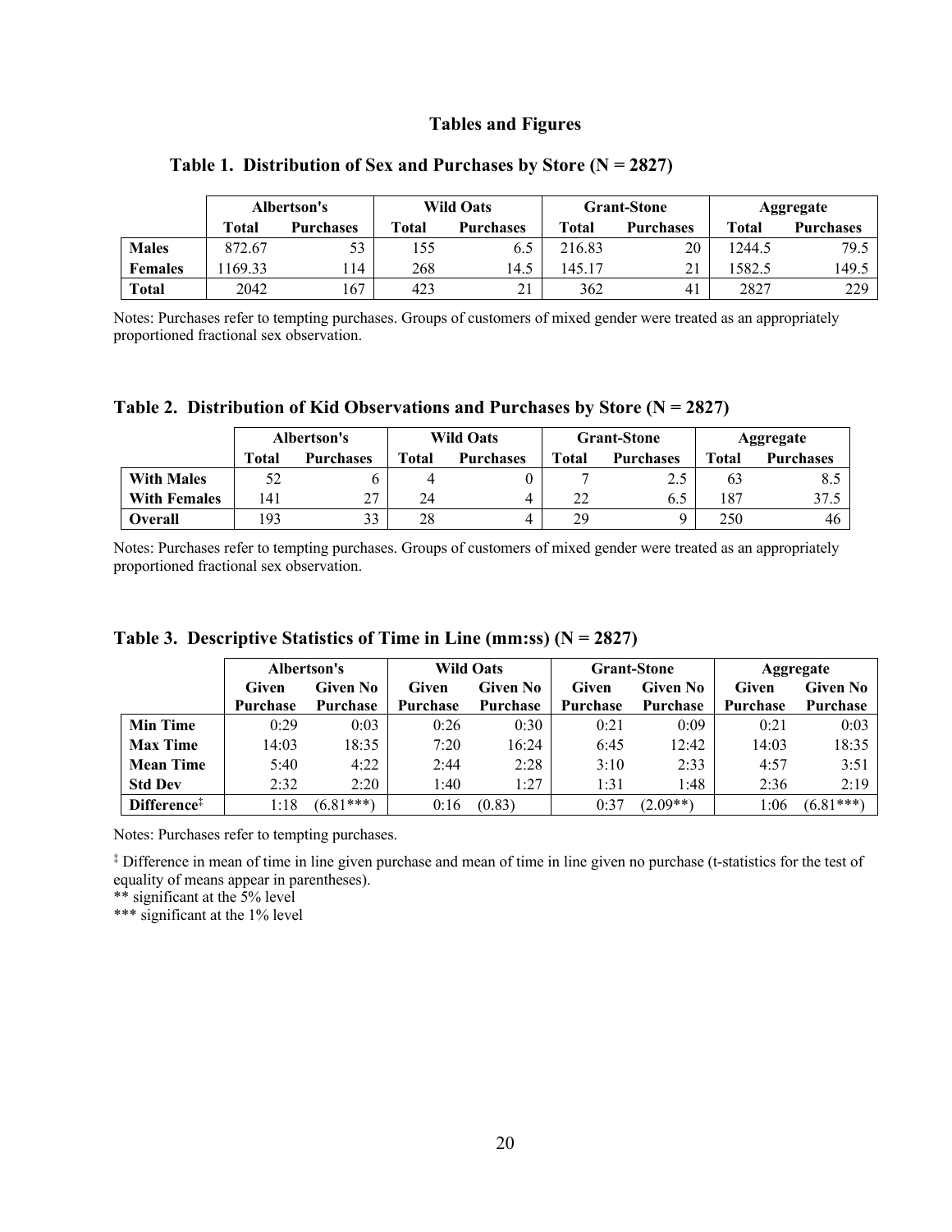## Tables and Figures

### Table 1. Distribution of Sex and Purchases by Store (N = 2827)

| | Albertson's | | Wild Oats | | Grant-Stone | | Aggregate | |
|---|---|---|---|---|---|---|---|---|
| | Total | Purchases | Total | Purchases | Total | Purchases | Total | Purchases |
| **Males** | 872.67 | 53 | 155 | 6.5 | 216.83 | 20 | 1244.5 | 79.5 |
| **Females** | 1169.33 | 114 | 268 | 14.5 | 145.17 | 21 | 1582.5 | 149.5 |
| **Total** | 2042 | 167 | 423 | 21 | 362 | 41 | 2827 | 229 |

Notes: Purchases refer to tempting purchases. Groups of customers of mixed gender were treated as an appropriately proportioned fractional sex observation.

### Table 2. Distribution of Kid Observations and Purchases by Store (N = 2827)

| | Albertson's | | Wild Oats | | Grant-Stone | | Aggregate | |
|---|---|---|---|---|---|---|---|---|
| | Total | Purchases | Total | Purchases | Total | Purchases | Total | Purchases |
| **With Males** | 52 | 6 | 4 | 0 | 7 | 2.5 | 63 | 8.5 |
| **With Females** | 141 | 27 | 24 | 4 | 22 | 6.5 | 187 | 37.5 |
| **Overall** | 193 | 33 | 28 | 4 | 29 | 9 | 250 | 46 |

Notes: Purchases refer to tempting purchases. Groups of customers of mixed gender were treated as an appropriately proportioned fractional sex observation.

### Table 3. Descriptive Statistics of Time in Line (mm:ss) (N = 2827)

| | Albertson's | | Wild Oats | | Grant-Stone | | Aggregate | |
|---|---|---|---|---|---|---|---|---|
| | Given Purchase | Given No Purchase | Given Purchase | Given No Purchase | Given Purchase | Given No Purchase | Given Purchase | Given No Purchase |
| **Min Time** | 0:29 | 0:03 | 0:26 | 0:30 | 0:21 | 0:09 | 0:21 | 0:03 |
| **Max Time** | 14:03 | 18:35 | 7:20 | 16:24 | 6:45 | 12:42 | 14:03 | 18:35 |
| **Mean Time** | 5:40 | 4:22 | 2:44 | 2:28 | 3:10 | 2:33 | 4:57 | 3:51 |
| **Std Dev** | 2:32 | 2:20 | 1:40 | 1:27 | 1:31 | 1:48 | 2:36 | 2:19 |
| **Difference‡** | 1:18 | (6.81***) | 0:16 | (0.83) | 0:37 | (2.09**) | 1:06 | (6.81***) |

Notes: Purchases refer to tempting purchases.

‡ Difference in mean of time in line given purchase and mean of time in line given no purchase (t-statistics for the test of equality of means appear in parentheses).
** significant at the 5% level
*** significant at the 1% level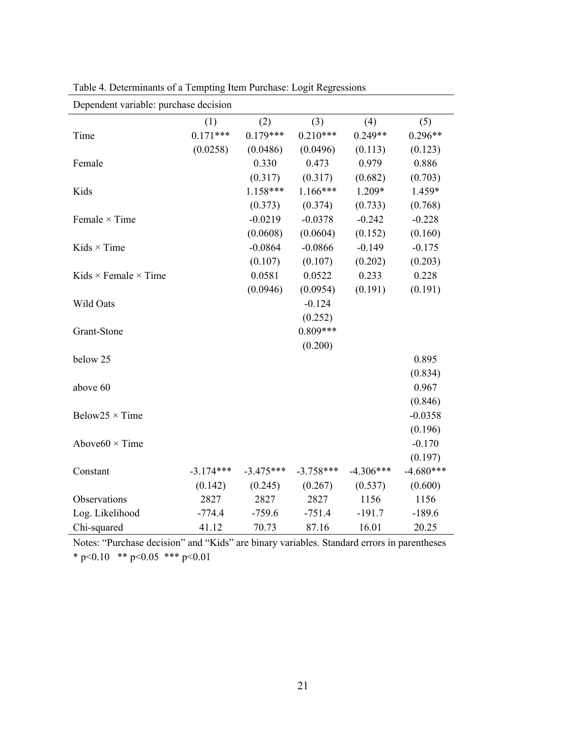Table 4. Determinants of a Tempting Item Purchase: Logit Regressions

| Dependent variable: purchase decision | | | | | |
|---|---|---|---|---|---|
| | (1) | (2) | (3) | (4) | (5) |
| Time | 0.171*** | 0.179*** | 0.210*** | 0.249** | 0.296** |
| | (0.0258) | (0.0486) | (0.0496) | (0.113) | (0.123) |
| Female | | 0.330 | 0.473 | 0.979 | 0.886 |
| | | (0.317) | (0.317) | (0.682) | (0.703) |
| Kids | | 1.158*** | 1.166*** | 1.209* | 1.459* |
| | | (0.373) | (0.374) | (0.733) | (0.768) |
| Female × Time | | -0.0219 | -0.0378 | -0.242 | -0.228 |
| | | (0.0608) | (0.0604) | (0.152) | (0.160) |
| Kids × Time | | -0.0864 | -0.0866 | -0.149 | -0.175 |
| | | (0.107) | (0.107) | (0.202) | (0.203) |
| Kids × Female × Time | | 0.0581 | 0.0522 | 0.233 | 0.228 |
| | | (0.0946) | (0.0954) | (0.191) | (0.191) |
| Wild Oats | | | -0.124 | | |
| | | | (0.252) | | |
| Grant-Stone | | | 0.809*** | | |
| | | | (0.200) | | |
| below 25 | | | | | 0.895 |
| | | | | | (0.834) |
| above 60 | | | | | 0.967 |
| | | | | | (0.846) |
| Below25 × Time | | | | | -0.0358 |
| | | | | | (0.196) |
| Above60 × Time | | | | | -0.170 |
| | | | | | (0.197) |
| Constant | -3.174*** | -3.475*** | -3.758*** | -4.306*** | -4.680*** |
| | (0.142) | (0.245) | (0.267) | (0.537) | (0.600) |
| Observations | 2827 | 2827 | 2827 | 1156 | 1156 |
| Log. Likelihood | -774.4 | -759.6 | -751.4 | -191.7 | -189.6 |
| Chi-squared | 41.12 | 70.73 | 87.16 | 16.01 | 20.25 |

Notes: "Purchase decision" and "Kids" are binary variables. Standard errors in parentheses
* $p<0.10$ ** $p<0.05$ *** $p<0.01$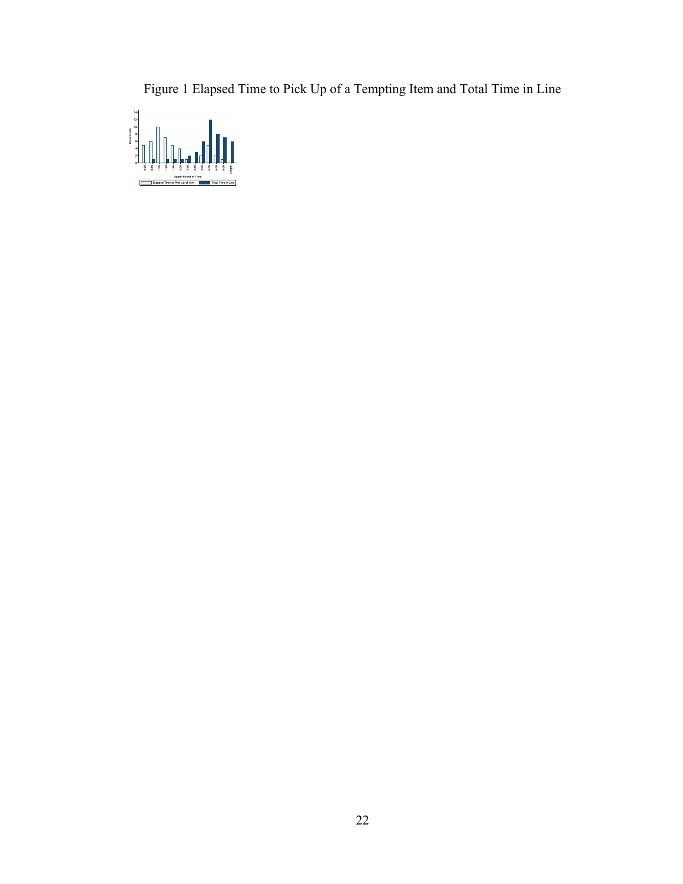Figure 1 Elapsed Time to Pick Up of a Tempting Item and Total Time in Line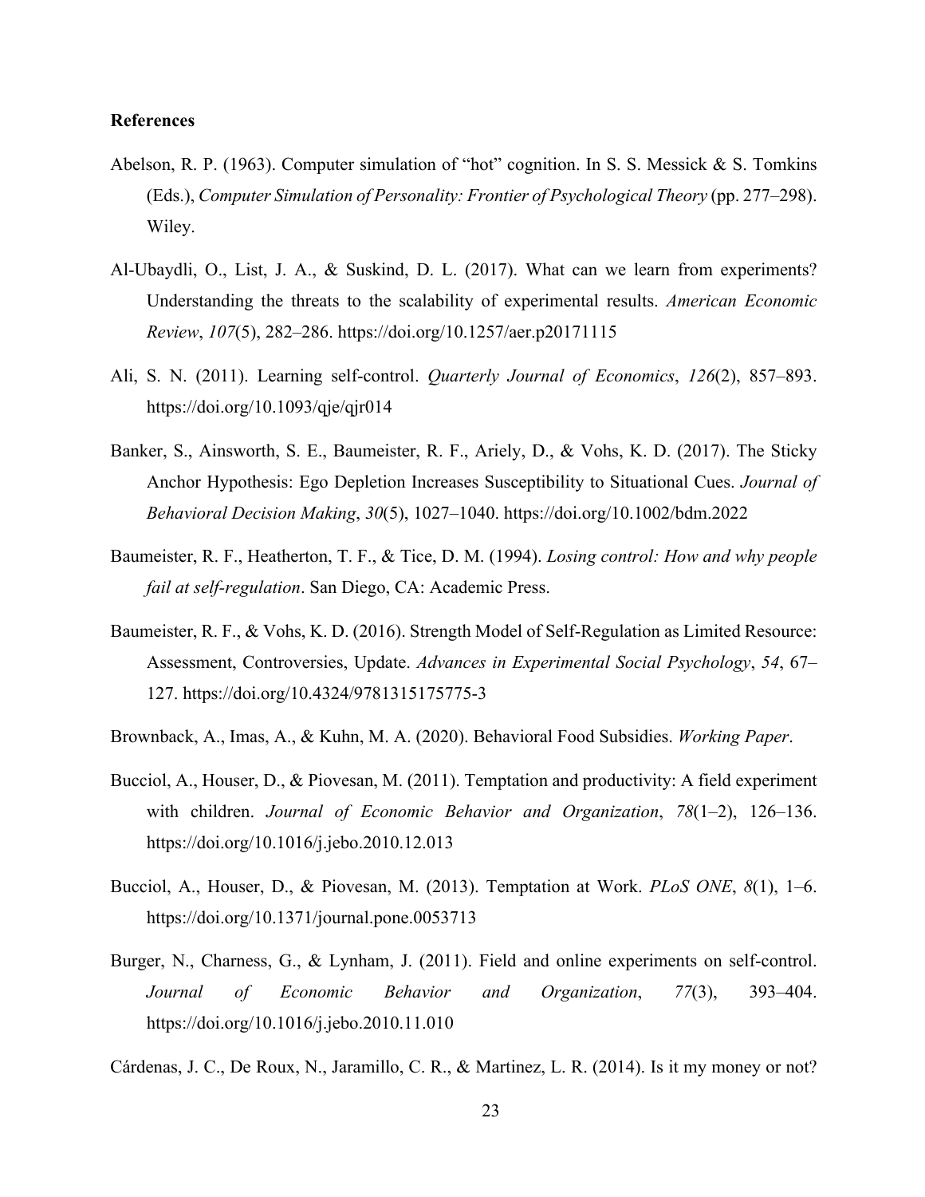**References**

Abelson, R. P. (1963). Computer simulation of "hot" cognition. In S. S. Messick & S. Tomkins (Eds.), *Computer Simulation of Personality: Frontier of Psychological Theory* (pp. 277–298). Wiley.

Al-Ubaydli, O., List, J. A., & Suskind, D. L. (2017). What can we learn from experiments? Understanding the threats to the scalability of experimental results. *American Economic Review*, *107*(5), 282–286. https://doi.org/10.1257/aer.p20171115

Ali, S. N. (2011). Learning self-control. *Quarterly Journal of Economics*, *126*(2), 857–893. https://doi.org/10.1093/qje/qjr014

Banker, S., Ainsworth, S. E., Baumeister, R. F., Ariely, D., & Vohs, K. D. (2017). The Sticky Anchor Hypothesis: Ego Depletion Increases Susceptibility to Situational Cues. *Journal of Behavioral Decision Making*, *30*(5), 1027–1040. https://doi.org/10.1002/bdm.2022

Baumeister, R. F., Heatherton, T. F., & Tice, D. M. (1994). *Losing control: How and why people fail at self-regulation*. San Diego, CA: Academic Press.

Baumeister, R. F., & Vohs, K. D. (2016). Strength Model of Self-Regulation as Limited Resource: Assessment, Controversies, Update. *Advances in Experimental Social Psychology*, *54*, 67–127. https://doi.org/10.4324/9781315175775-3

Brownback, A., Imas, A., & Kuhn, M. A. (2020). Behavioral Food Subsidies. *Working Paper*.

Bucciol, A., Houser, D., & Piovesan, M. (2011). Temptation and productivity: A field experiment with children. *Journal of Economic Behavior and Organization*, *78*(1–2), 126–136. https://doi.org/10.1016/j.jebo.2010.12.013

Bucciol, A., Houser, D., & Piovesan, M. (2013). Temptation at Work. *PLoS ONE*, *8*(1), 1–6. https://doi.org/10.1371/journal.pone.0053713

Burger, N., Charness, G., & Lynham, J. (2011). Field and online experiments on self-control. *Journal of Economic Behavior and Organization*, *77*(3), 393–404. https://doi.org/10.1016/j.jebo.2010.11.010

Cárdenas, J. C., De Roux, N., Jaramillo, C. R., & Martinez, L. R. (2014). Is it my money or not?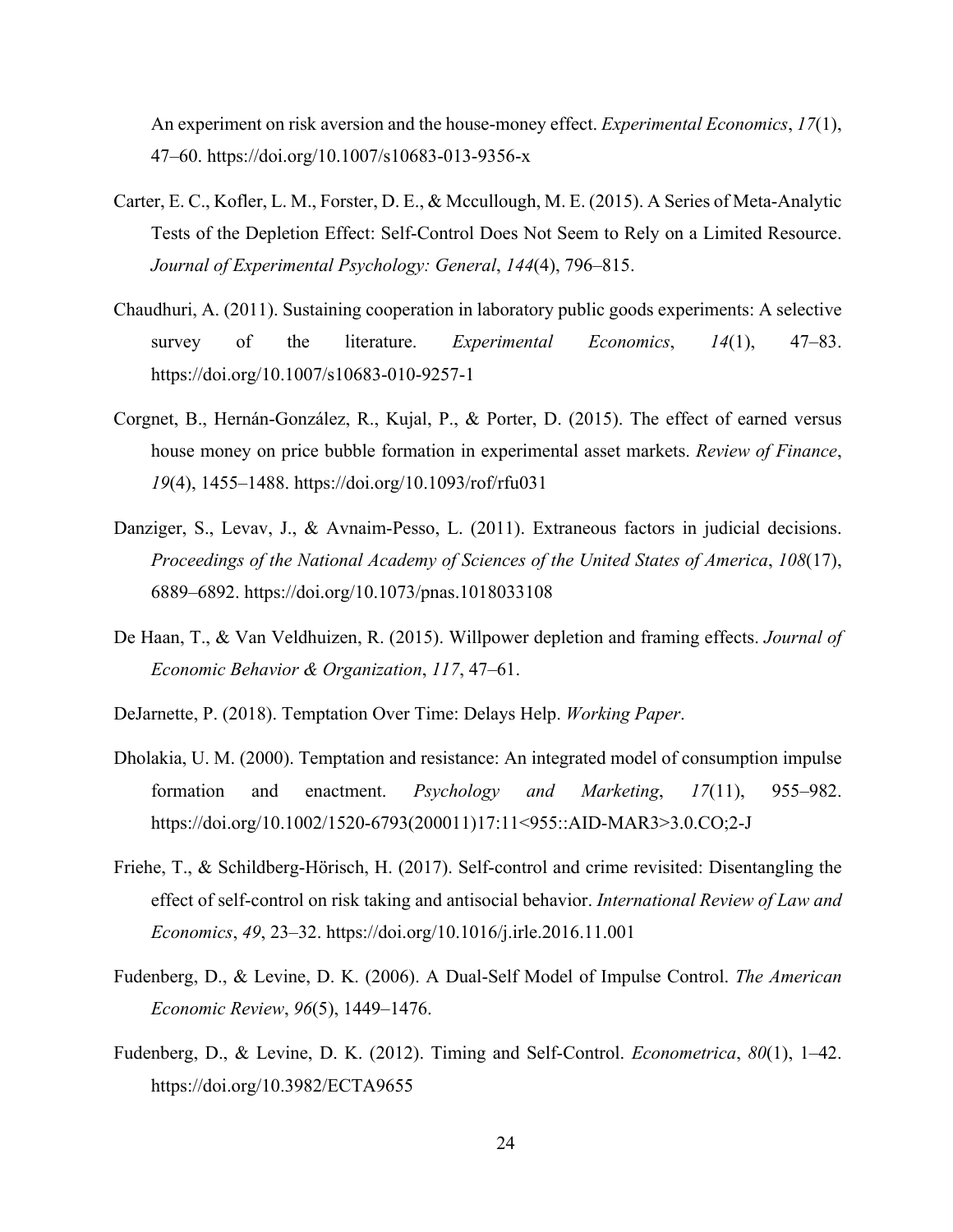An experiment on risk aversion and the house-money effect. *Experimental Economics*, *17*(1), 47–60. https://doi.org/10.1007/s10683-013-9356-x

Carter, E. C., Kofler, L. M., Forster, D. E., & Mccullough, M. E. (2015). A Series of Meta-Analytic Tests of the Depletion Effect: Self-Control Does Not Seem to Rely on a Limited Resource. *Journal of Experimental Psychology: General*, *144*(4), 796–815.

Chaudhuri, A. (2011). Sustaining cooperation in laboratory public goods experiments: A selective survey of the literature. *Experimental Economics*, *14*(1), 47–83. https://doi.org/10.1007/s10683-010-9257-1

Corgnet, B., Hernán-González, R., Kujal, P., & Porter, D. (2015). The effect of earned versus house money on price bubble formation in experimental asset markets. *Review of Finance*, *19*(4), 1455–1488. https://doi.org/10.1093/rof/rfu031

Danziger, S., Levav, J., & Avnaim-Pesso, L. (2011). Extraneous factors in judicial decisions. *Proceedings of the National Academy of Sciences of the United States of America*, *108*(17), 6889–6892. https://doi.org/10.1073/pnas.1018033108

De Haan, T., & Van Veldhuizen, R. (2015). Willpower depletion and framing effects. *Journal of Economic Behavior & Organization*, *117*, 47–61.

DeJarnette, P. (2018). Temptation Over Time: Delays Help. *Working Paper*.

Dholakia, U. M. (2000). Temptation and resistance: An integrated model of consumption impulse formation and enactment. *Psychology and Marketing*, *17*(11), 955–982. https://doi.org/10.1002/1520-6793(200011)17:11<955::AID-MAR3>3.0.CO;2-J

Friehe, T., & Schildberg-Hörisch, H. (2017). Self-control and crime revisited: Disentangling the effect of self-control on risk taking and antisocial behavior. *International Review of Law and Economics*, *49*, 23–32. https://doi.org/10.1016/j.irle.2016.11.001

Fudenberg, D., & Levine, D. K. (2006). A Dual-Self Model of Impulse Control. *The American Economic Review*, *96*(5), 1449–1476.

Fudenberg, D., & Levine, D. K. (2012). Timing and Self-Control. *Econometrica*, *80*(1), 1–42. https://doi.org/10.3982/ECTA9655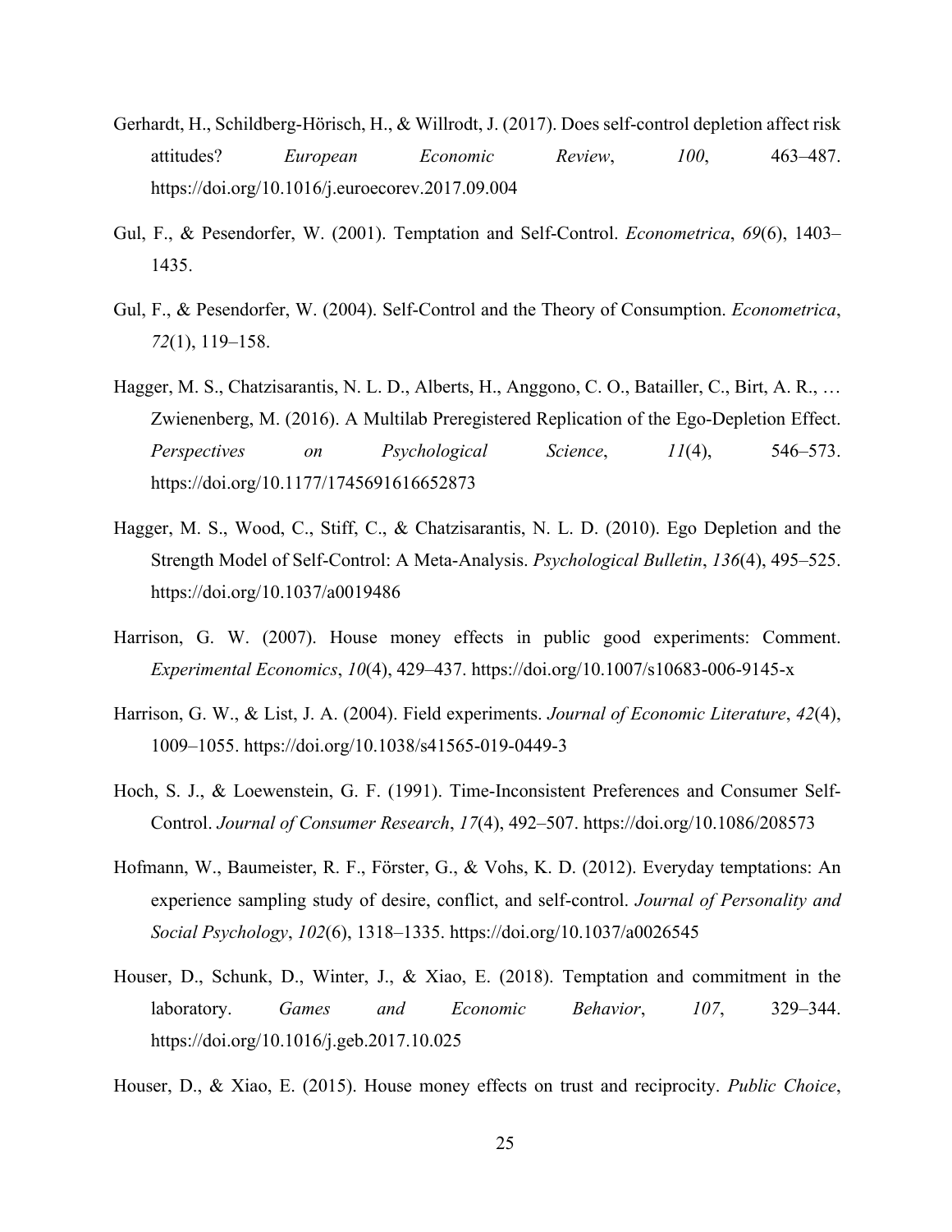Gerhardt, H., Schildberg-Hörisch, H., & Willrodt, J. (2017). Does self-control depletion affect risk attitudes? *European Economic Review*, *100*, 463–487. https://doi.org/10.1016/j.euroecorev.2017.09.004

Gul, F., & Pesendorfer, W. (2001). Temptation and Self-Control. *Econometrica*, *69*(6), 1403–1435.

Gul, F., & Pesendorfer, W. (2004). Self-Control and the Theory of Consumption. *Econometrica*, *72*(1), 119–158.

Hagger, M. S., Chatzisarantis, N. L. D., Alberts, H., Anggono, C. O., Batailler, C., Birt, A. R., … Zwienenberg, M. (2016). A Multilab Preregistered Replication of the Ego-Depletion Effect. *Perspectives on Psychological Science*, *11*(4), 546–573. https://doi.org/10.1177/1745691616652873

Hagger, M. S., Wood, C., Stiff, C., & Chatzisarantis, N. L. D. (2010). Ego Depletion and the Strength Model of Self-Control: A Meta-Analysis. *Psychological Bulletin*, *136*(4), 495–525. https://doi.org/10.1037/a0019486

Harrison, G. W. (2007). House money effects in public good experiments: Comment. *Experimental Economics*, *10*(4), 429–437. https://doi.org/10.1007/s10683-006-9145-x

Harrison, G. W., & List, J. A. (2004). Field experiments. *Journal of Economic Literature*, *42*(4), 1009–1055. https://doi.org/10.1038/s41565-019-0449-3

Hoch, S. J., & Loewenstein, G. F. (1991). Time-Inconsistent Preferences and Consumer Self-Control. *Journal of Consumer Research*, *17*(4), 492–507. https://doi.org/10.1086/208573

Hofmann, W., Baumeister, R. F., Förster, G., & Vohs, K. D. (2012). Everyday temptations: An experience sampling study of desire, conflict, and self-control. *Journal of Personality and Social Psychology*, *102*(6), 1318–1335. https://doi.org/10.1037/a0026545

Houser, D., Schunk, D., Winter, J., & Xiao, E. (2018). Temptation and commitment in the laboratory. *Games and Economic Behavior*, *107*, 329–344. https://doi.org/10.1016/j.geb.2017.10.025

Houser, D., & Xiao, E. (2015). House money effects on trust and reciprocity. *Public Choice*,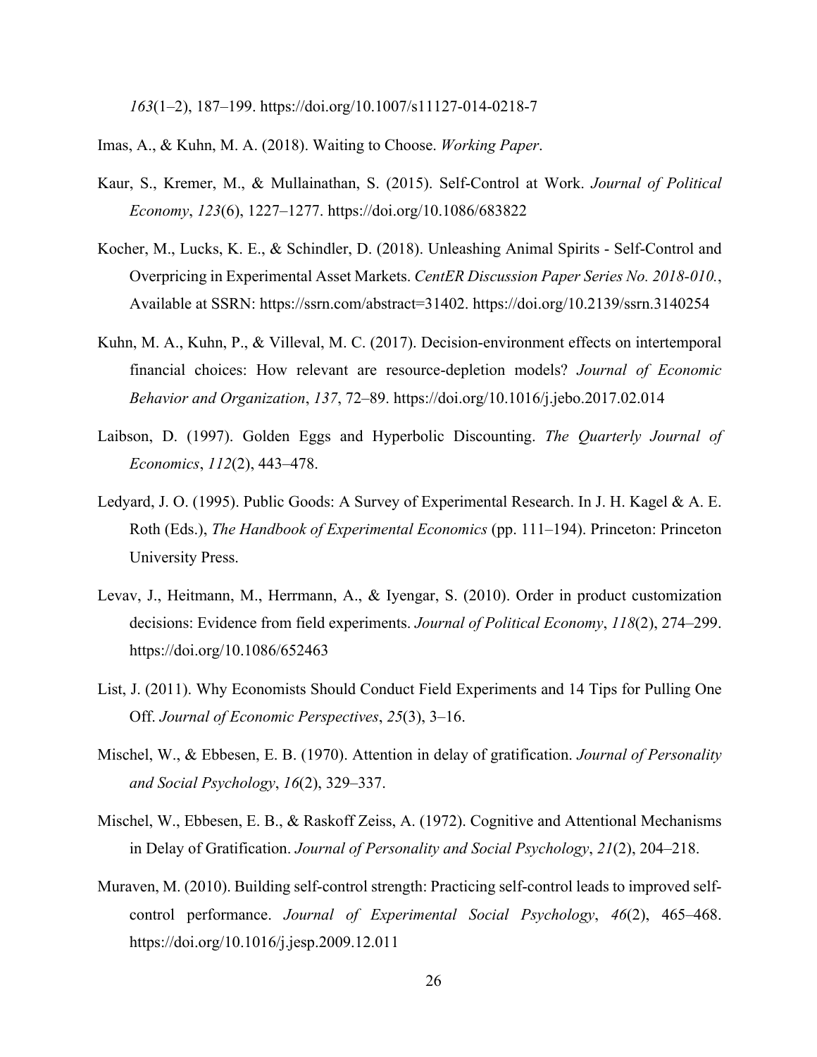*163*(1–2), 187–199. https://doi.org/10.1007/s11127-014-0218-7

Imas, A., & Kuhn, M. A. (2018). Waiting to Choose. *Working Paper*.

Kaur, S., Kremer, M., & Mullainathan, S. (2015). Self-Control at Work. *Journal of Political Economy*, *123*(6), 1227–1277. https://doi.org/10.1086/683822

Kocher, M., Lucks, K. E., & Schindler, D. (2018). Unleashing Animal Spirits - Self-Control and Overpricing in Experimental Asset Markets. *CentER Discussion Paper Series No. 2018-010.*, Available at SSRN: https://ssrn.com/abstract=31402. https://doi.org/10.2139/ssrn.3140254

Kuhn, M. A., Kuhn, P., & Villeval, M. C. (2017). Decision-environment effects on intertemporal financial choices: How relevant are resource-depletion models? *Journal of Economic Behavior and Organization*, *137*, 72–89. https://doi.org/10.1016/j.jebo.2017.02.014

Laibson, D. (1997). Golden Eggs and Hyperbolic Discounting. *The Quarterly Journal of Economics*, *112*(2), 443–478.

Ledyard, J. O. (1995). Public Goods: A Survey of Experimental Research. In J. H. Kagel & A. E. Roth (Eds.), *The Handbook of Experimental Economics* (pp. 111–194). Princeton: Princeton University Press.

Levav, J., Heitmann, M., Herrmann, A., & Iyengar, S. (2010). Order in product customization decisions: Evidence from field experiments. *Journal of Political Economy*, *118*(2), 274–299. https://doi.org/10.1086/652463

List, J. (2011). Why Economists Should Conduct Field Experiments and 14 Tips for Pulling One Off. *Journal of Economic Perspectives*, *25*(3), 3–16.

Mischel, W., & Ebbesen, E. B. (1970). Attention in delay of gratification. *Journal of Personality and Social Psychology*, *16*(2), 329–337.

Mischel, W., Ebbesen, E. B., & Raskoff Zeiss, A. (1972). Cognitive and Attentional Mechanisms in Delay of Gratification. *Journal of Personality and Social Psychology*, *21*(2), 204–218.

Muraven, M. (2010). Building self-control strength: Practicing self-control leads to improved self-control performance. *Journal of Experimental Social Psychology*, *46*(2), 465–468. https://doi.org/10.1016/j.jesp.2009.12.011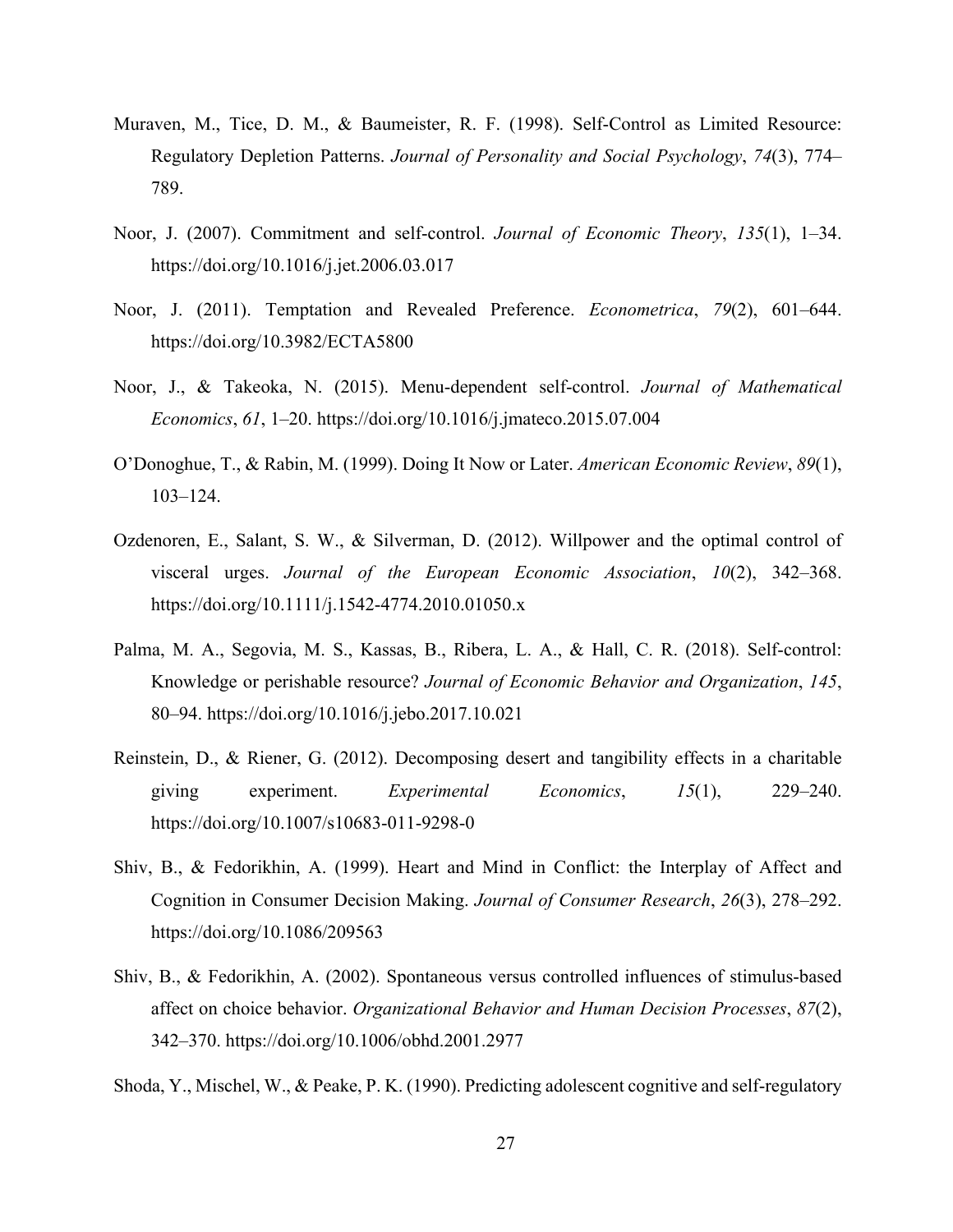Muraven, M., Tice, D. M., & Baumeister, R. F. (1998). Self-Control as Limited Resource: Regulatory Depletion Patterns. *Journal of Personality and Social Psychology*, *74*(3), 774–789.

Noor, J. (2007). Commitment and self-control. *Journal of Economic Theory*, *135*(1), 1–34. https://doi.org/10.1016/j.jet.2006.03.017

Noor, J. (2011). Temptation and Revealed Preference. *Econometrica*, *79*(2), 601–644. https://doi.org/10.3982/ECTA5800

Noor, J., & Takeoka, N. (2015). Menu-dependent self-control. *Journal of Mathematical Economics*, *61*, 1–20. https://doi.org/10.1016/j.jmateco.2015.07.004

O'Donoghue, T., & Rabin, M. (1999). Doing It Now or Later. *American Economic Review*, *89*(1), 103–124.

Ozdenoren, E., Salant, S. W., & Silverman, D. (2012). Willpower and the optimal control of visceral urges. *Journal of the European Economic Association*, *10*(2), 342–368. https://doi.org/10.1111/j.1542-4774.2010.01050.x

Palma, M. A., Segovia, M. S., Kassas, B., Ribera, L. A., & Hall, C. R. (2018). Self-control: Knowledge or perishable resource? *Journal of Economic Behavior and Organization*, *145*, 80–94. https://doi.org/10.1016/j.jebo.2017.10.021

Reinstein, D., & Riener, G. (2012). Decomposing desert and tangibility effects in a charitable giving experiment. *Experimental Economics*, *15*(1), 229–240. https://doi.org/10.1007/s10683-011-9298-0

Shiv, B., & Fedorikhin, A. (1999). Heart and Mind in Conflict: the Interplay of Affect and Cognition in Consumer Decision Making. *Journal of Consumer Research*, *26*(3), 278–292. https://doi.org/10.1086/209563

Shiv, B., & Fedorikhin, A. (2002). Spontaneous versus controlled influences of stimulus-based affect on choice behavior. *Organizational Behavior and Human Decision Processes*, *87*(2), 342–370. https://doi.org/10.1006/obhd.2001.2977

Shoda, Y., Mischel, W., & Peake, P. K. (1990). Predicting adolescent cognitive and self-regulatory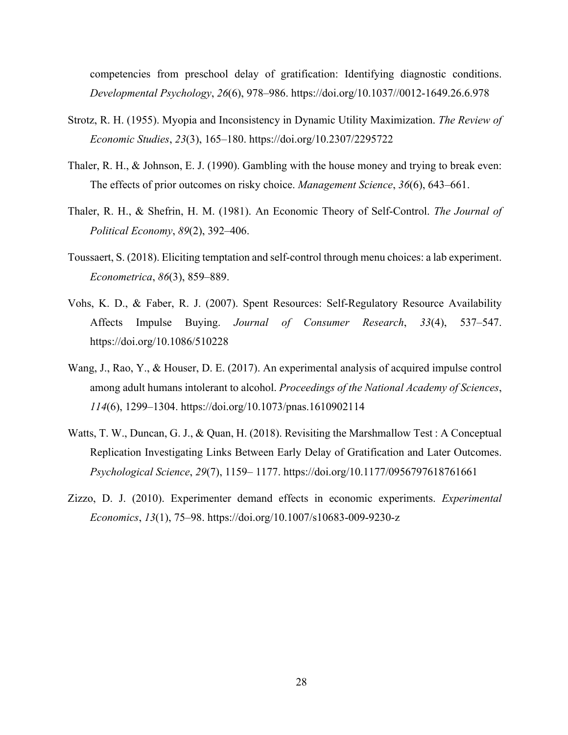competencies from preschool delay of gratification: Identifying diagnostic conditions. *Developmental Psychology*, *26*(6), 978–986. https://doi.org/10.1037//0012-1649.26.6.978

Strotz, R. H. (1955). Myopia and Inconsistency in Dynamic Utility Maximization. *The Review of Economic Studies*, *23*(3), 165–180. https://doi.org/10.2307/2295722

Thaler, R. H., & Johnson, E. J. (1990). Gambling with the house money and trying to break even: The effects of prior outcomes on risky choice. *Management Science*, *36*(6), 643–661.

Thaler, R. H., & Shefrin, H. M. (1981). An Economic Theory of Self-Control. *The Journal of Political Economy*, *89*(2), 392–406.

Toussaert, S. (2018). Eliciting temptation and self-control through menu choices: a lab experiment. *Econometrica*, *86*(3), 859–889.

Vohs, K. D., & Faber, R. J. (2007). Spent Resources: Self-Regulatory Resource Availability Affects Impulse Buying. *Journal of Consumer Research*, *33*(4), 537–547. https://doi.org/10.1086/510228

Wang, J., Rao, Y., & Houser, D. E. (2017). An experimental analysis of acquired impulse control among adult humans intolerant to alcohol. *Proceedings of the National Academy of Sciences*, *114*(6), 1299–1304. https://doi.org/10.1073/pnas.1610902114

Watts, T. W., Duncan, G. J., & Quan, H. (2018). Revisiting the Marshmallow Test : A Conceptual Replication Investigating Links Between Early Delay of Gratification and Later Outcomes. *Psychological Science*, *29*(7), 1159– 1177. https://doi.org/10.1177/0956797618761661

Zizzo, D. J. (2010). Experimenter demand effects in economic experiments. *Experimental Economics*, *13*(1), 75–98. https://doi.org/10.1007/s10683-009-9230-z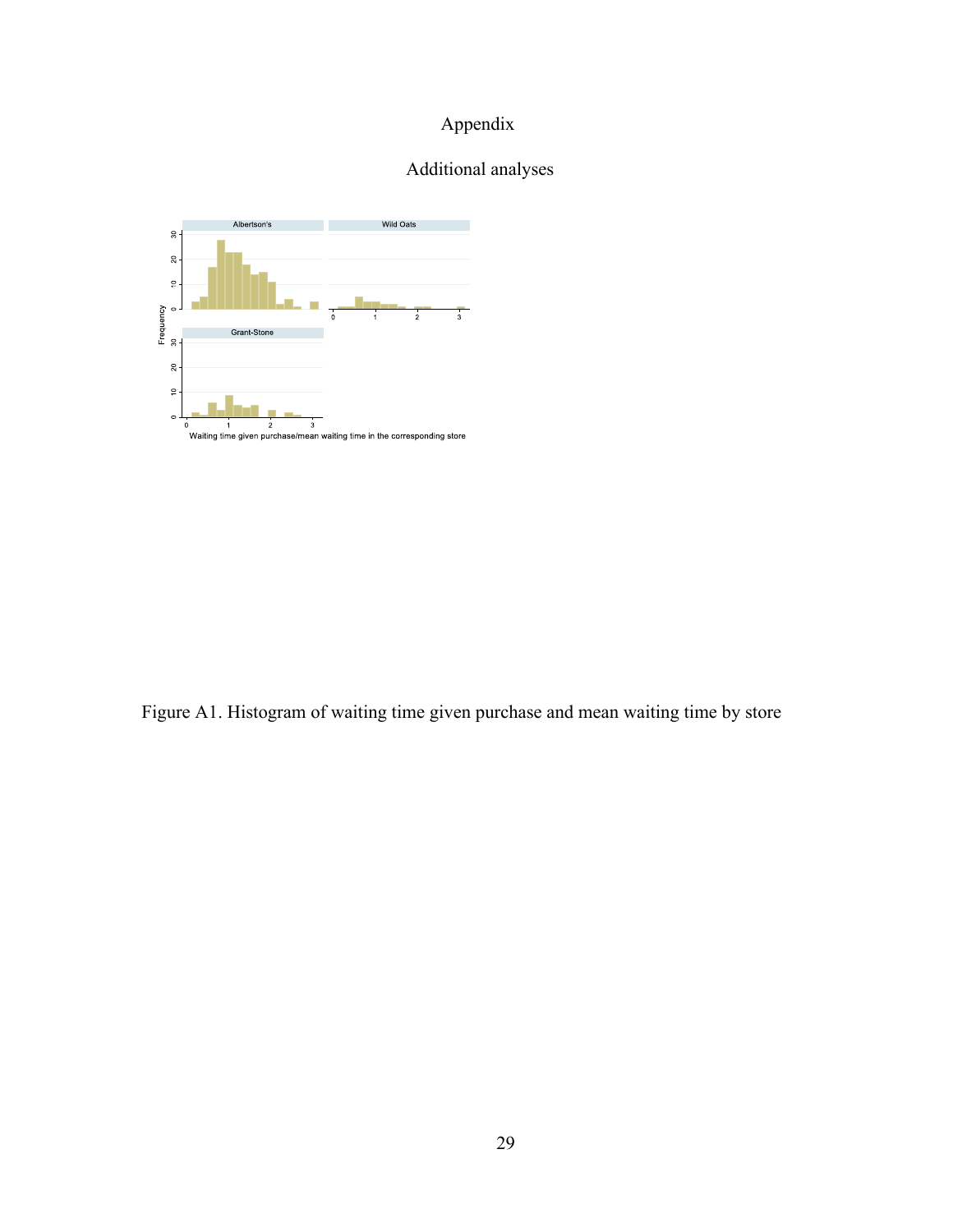# Appendix

## Additional analyses

Figure A1. Histogram of waiting time given purchase and mean waiting time by store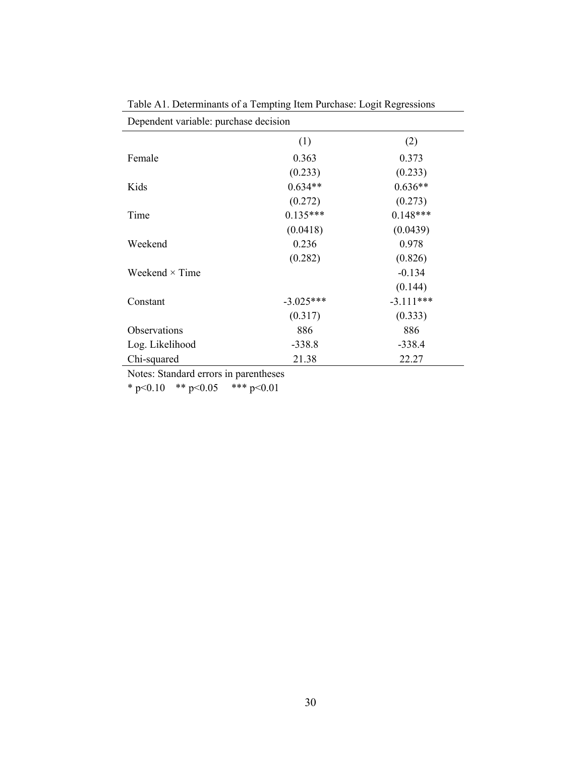Table A1. Determinants of a Tempting Item Purchase: Logit Regressions

Dependent variable: purchase decision

| | (1) | (2) |
|---|---|---|
| Female | 0.363 | 0.373 |
| | (0.233) | (0.233) |
| Kids | 0.634** | 0.636** |
| | (0.272) | (0.273) |
| Time | 0.135*** | 0.148*** |
| | (0.0418) | (0.0439) |
| Weekend | 0.236 | 0.978 |
| | (0.282) | (0.826) |
| Weekend × Time | | -0.134 |
| | | (0.144) |
| Constant | -3.025*** | -3.111*** |
| | (0.317) | (0.333) |
| Observations | 886 | 886 |
| Log. Likelihood | -338.8 | -338.4 |
| Chi-squared | 21.38 | 22.27 |

Notes: Standard errors in parentheses

* p<0.10 ** p<0.05 *** p<0.01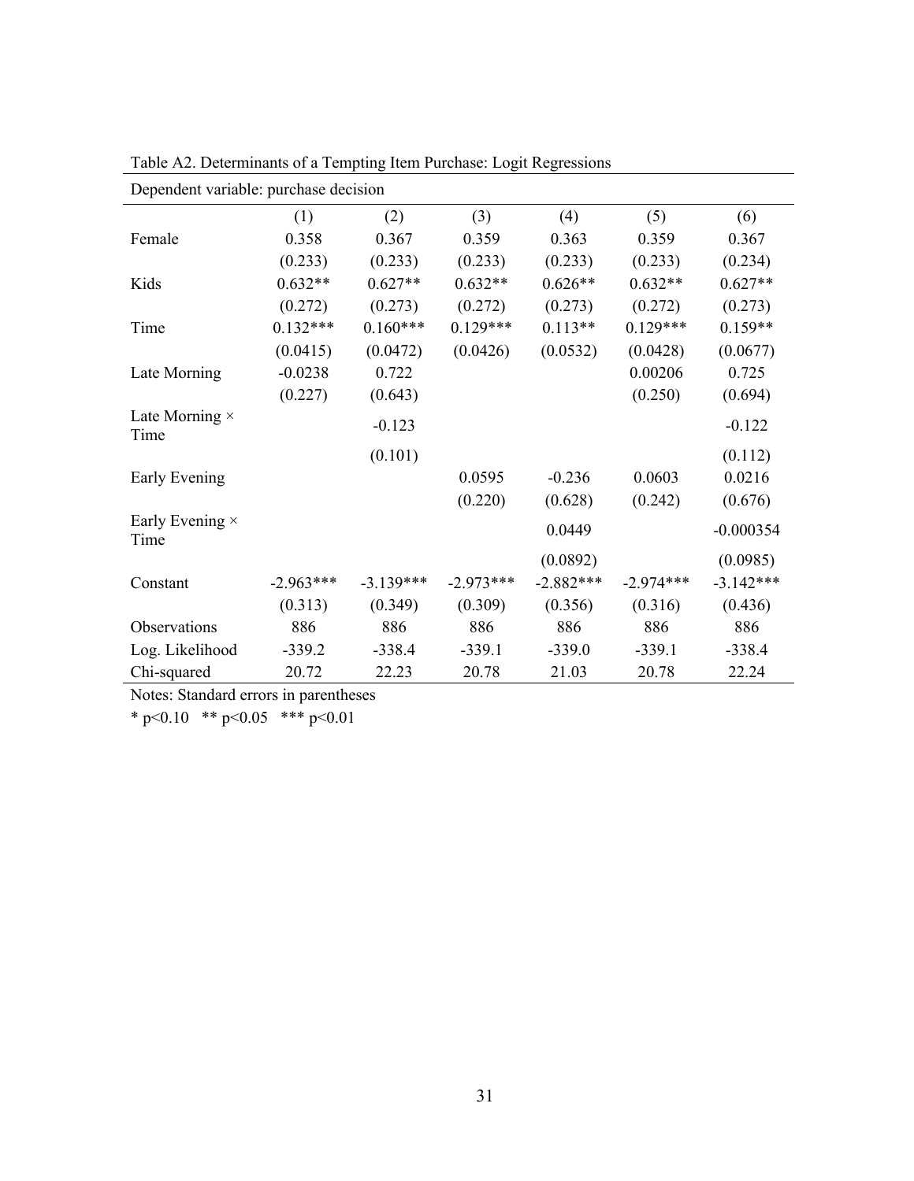Table A2. Determinants of a Tempting Item Purchase: Logit Regressions

| Dependent variable: purchase decision | | | | | | |
|---|---|---|---|---|---|---|
| | (1) | (2) | (3) | (4) | (5) | (6) |
| Female | 0.358 | 0.367 | 0.359 | 0.363 | 0.359 | 0.367 |
| | (0.233) | (0.233) | (0.233) | (0.233) | (0.233) | (0.234) |
| Kids | 0.632** | 0.627** | 0.632** | 0.626** | 0.632** | 0.627** |
| | (0.272) | (0.273) | (0.272) | (0.273) | (0.272) | (0.273) |
| Time | 0.132*** | 0.160*** | 0.129*** | 0.113** | 0.129*** | 0.159** |
| | (0.0415) | (0.0472) | (0.0426) | (0.0532) | (0.0428) | (0.0677) |
| Late Morning | -0.0238 | 0.722 | | | 0.00206 | 0.725 |
| | (0.227) | (0.643) | | | (0.250) | (0.694) |
| Late Morning × Time | | -0.123 | | | | -0.122 |
| | | (0.101) | | | | (0.112) |
| Early Evening | | | 0.0595 | -0.236 | 0.0603 | 0.0216 |
| | | | (0.220) | (0.628) | (0.242) | (0.676) |
| Early Evening × Time | | | | 0.0449 | | -0.000354 |
| | | | | (0.0892) | | (0.0985) |
| Constant | -2.963*** | -3.139*** | -2.973*** | -2.882*** | -2.974*** | -3.142*** |
| | (0.313) | (0.349) | (0.309) | (0.356) | (0.316) | (0.436) |
| Observations | 886 | 886 | 886 | 886 | 886 | 886 |
| Log. Likelihood | -339.2 | -338.4 | -339.1 | -339.0 | -339.1 | -338.4 |
| Chi-squared | 20.72 | 22.23 | 20.78 | 21.03 | 20.78 | 22.24 |

Notes: Standard errors in parentheses

* $p<0.10$ ** $p<0.05$ *** $p<0.01$